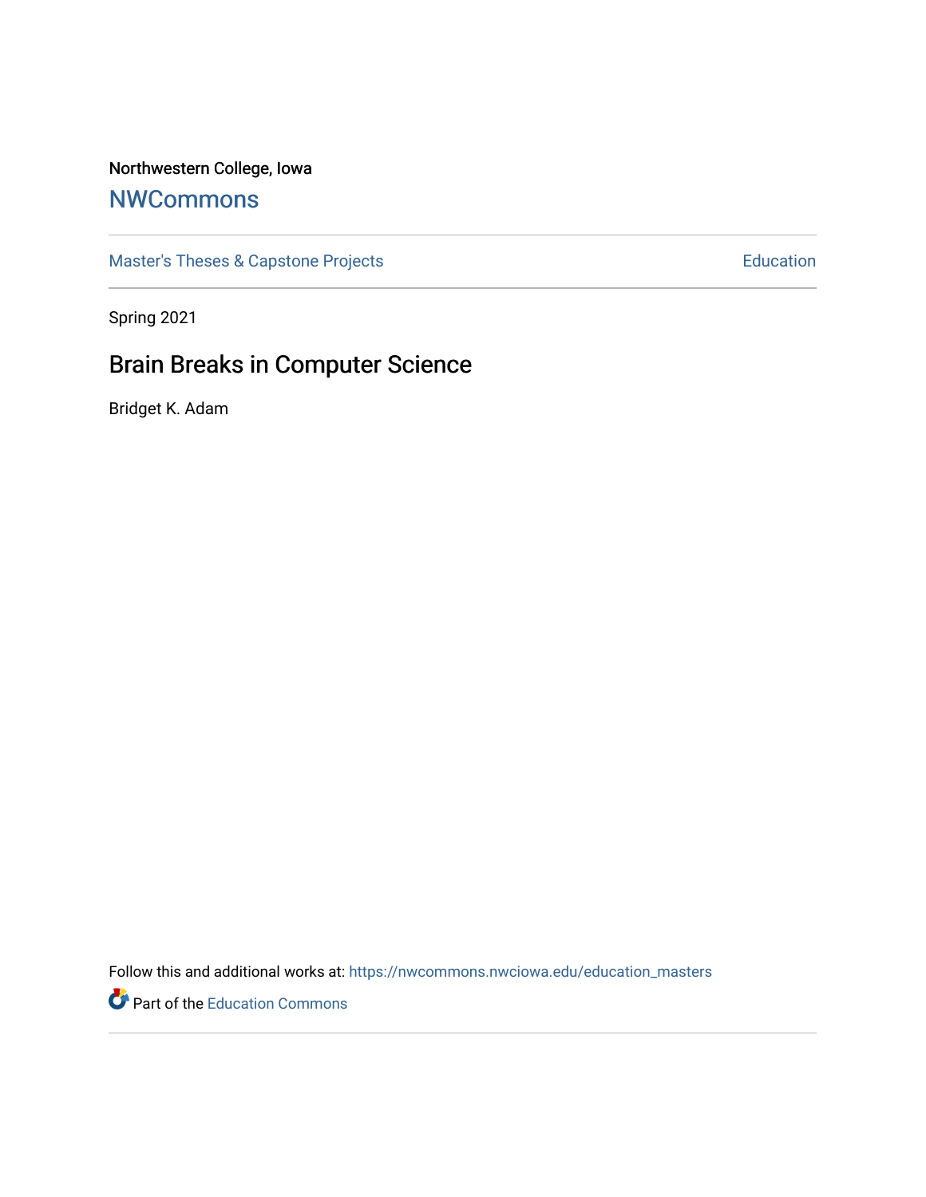Northwestern College, Iowa

# NWCommons

Master's Theses & Capstone Projects

Education

Spring 2021

## Brain Breaks in Computer Science

Bridget K. Adam

Follow this and additional works at: https://nwcommons.nwciowa.edu/education_masters

Part of the Education Commons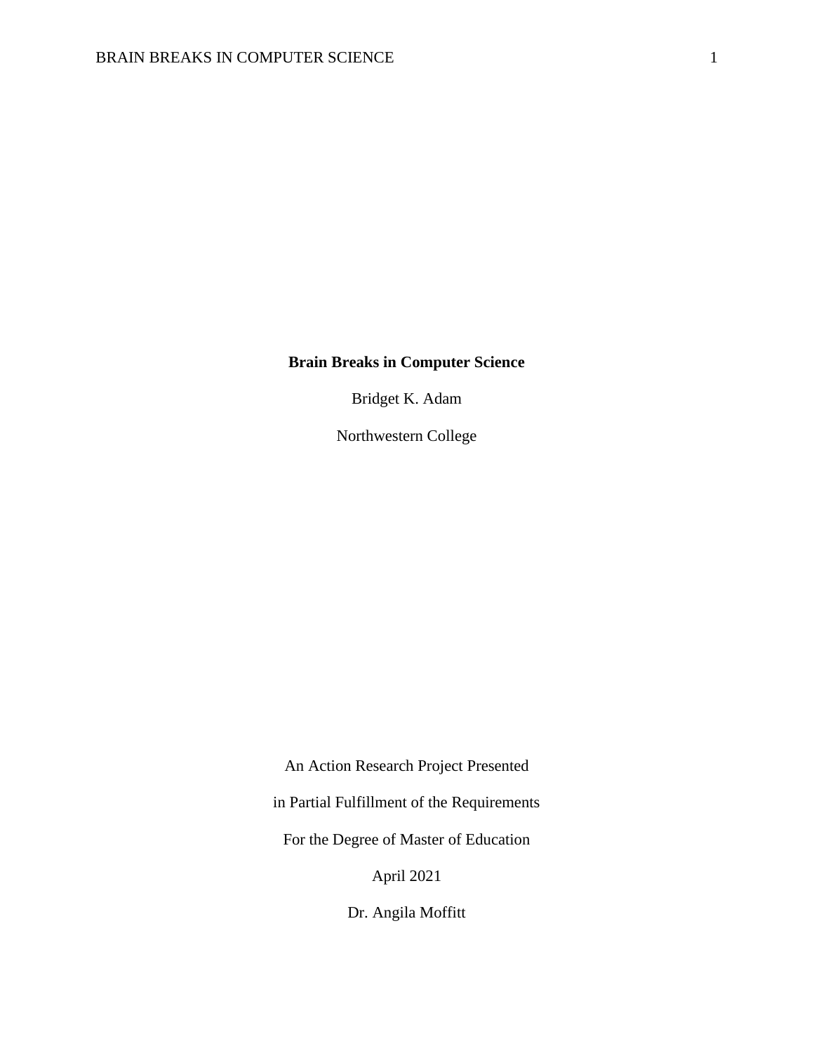**Brain Breaks in Computer Science**

Bridget K. Adam

Northwestern College

An Action Research Project Presented

in Partial Fulfillment of the Requirements

For the Degree of Master of Education

April 2021

Dr. Angila Moffitt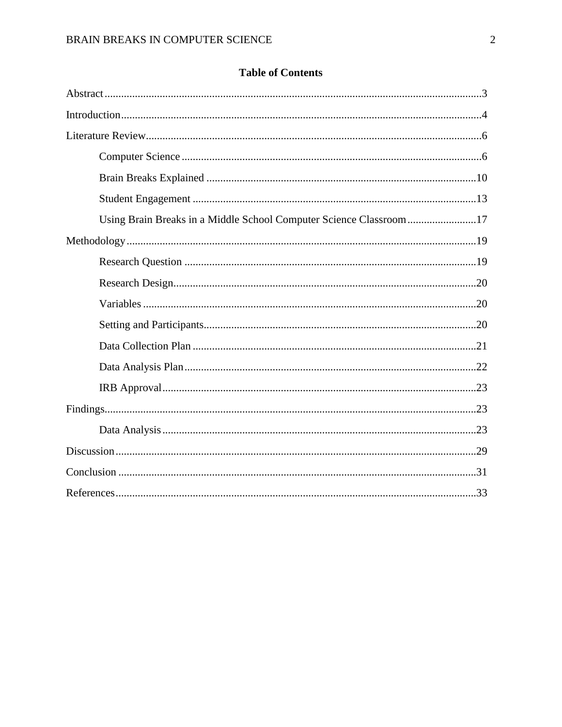## Table of Contents

Abstract....................................................................................................................3

Introduction...............................................................................................................4

Literature Review.......................................................................................................6

Computer Science ...........................................................................................6

Brain Breaks Explained ................................................................................10

Student Engagement .....................................................................................13

Using Brain Breaks in a Middle School Computer Science Classroom.........................17

Methodology...........................................................................................................19

Research Question .........................................................................................19

Research Design.............................................................................................20

Variables ........................................................................................................20

Setting and Participants..................................................................................20

Data Collection Plan ......................................................................................21

Data Analysis Plan.........................................................................................22

IRB Approval.................................................................................................23

Findings...................................................................................................................23

Data Analysis .................................................................................................23

Discussion...............................................................................................................29

Conclusion ..............................................................................................................31

References...............................................................................................................33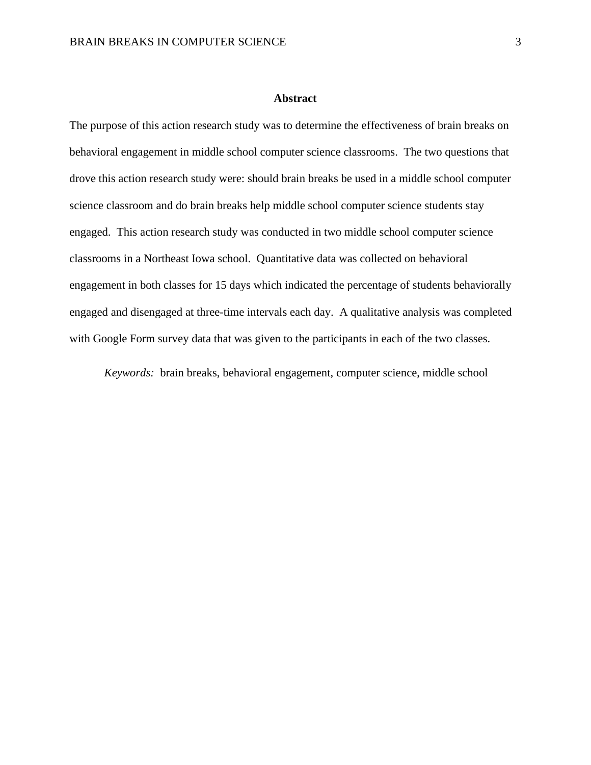# Abstract

The purpose of this action research study was to determine the effectiveness of brain breaks on behavioral engagement in middle school computer science classrooms. The two questions that drove this action research study were: should brain breaks be used in a middle school computer science classroom and do brain breaks help middle school computer science students stay engaged. This action research study was conducted in two middle school computer science classrooms in a Northeast Iowa school. Quantitative data was collected on behavioral engagement in both classes for 15 days which indicated the percentage of students behaviorally engaged and disengaged at three-time intervals each day. A qualitative analysis was completed with Google Form survey data that was given to the participants in each of the two classes.

*Keywords:* brain breaks, behavioral engagement, computer science, middle school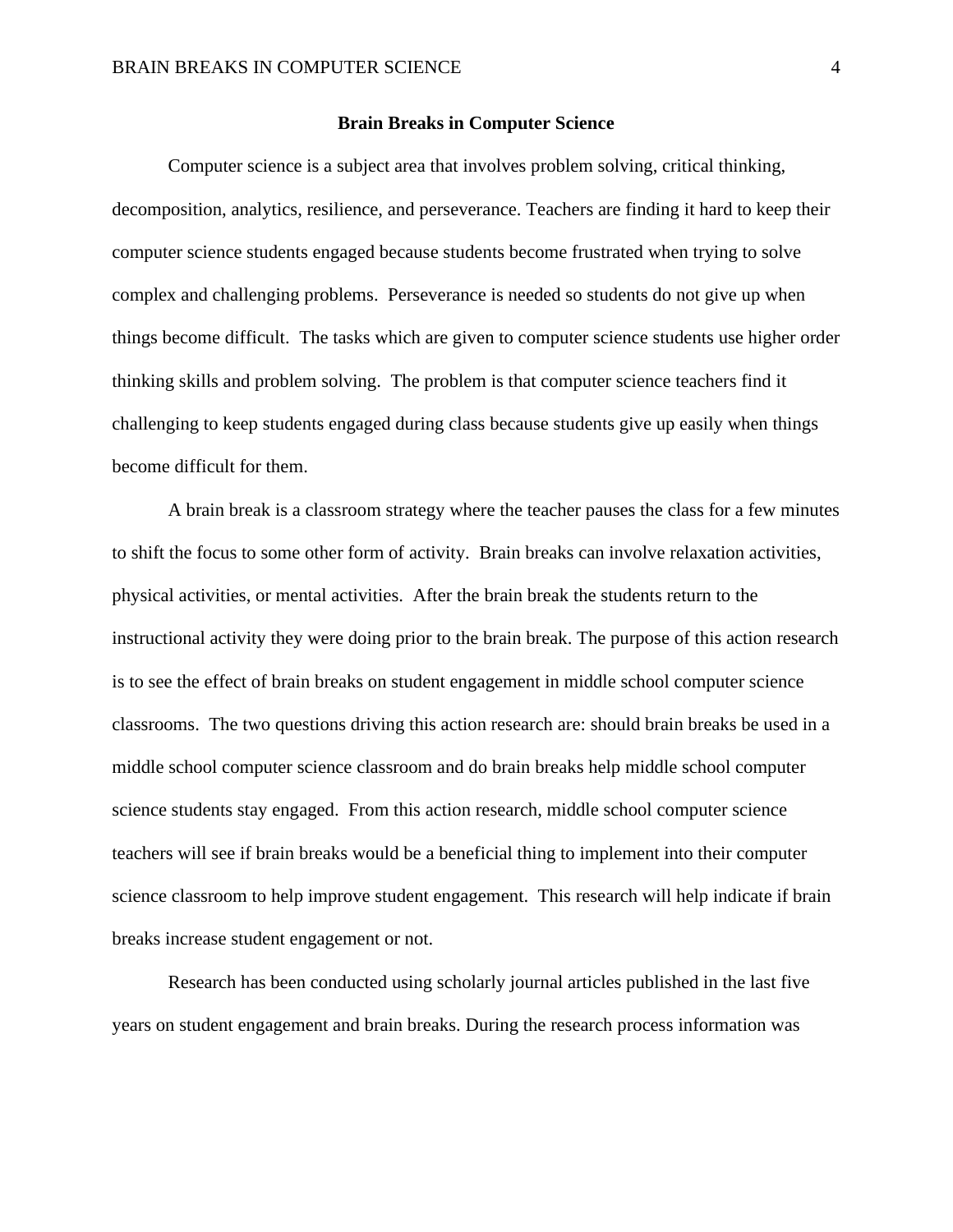# Brain Breaks in Computer Science

Computer science is a subject area that involves problem solving, critical thinking, decomposition, analytics, resilience, and perseverance. Teachers are finding it hard to keep their computer science students engaged because students become frustrated when trying to solve complex and challenging problems. Perseverance is needed so students do not give up when things become difficult. The tasks which are given to computer science students use higher order thinking skills and problem solving. The problem is that computer science teachers find it challenging to keep students engaged during class because students give up easily when things become difficult for them.

A brain break is a classroom strategy where the teacher pauses the class for a few minutes to shift the focus to some other form of activity. Brain breaks can involve relaxation activities, physical activities, or mental activities. After the brain break the students return to the instructional activity they were doing prior to the brain break. The purpose of this action research is to see the effect of brain breaks on student engagement in middle school computer science classrooms. The two questions driving this action research are: should brain breaks be used in a middle school computer science classroom and do brain breaks help middle school computer science students stay engaged. From this action research, middle school computer science teachers will see if brain breaks would be a beneficial thing to implement into their computer science classroom to help improve student engagement. This research will help indicate if brain breaks increase student engagement or not.

Research has been conducted using scholarly journal articles published in the last five years on student engagement and brain breaks. During the research process information was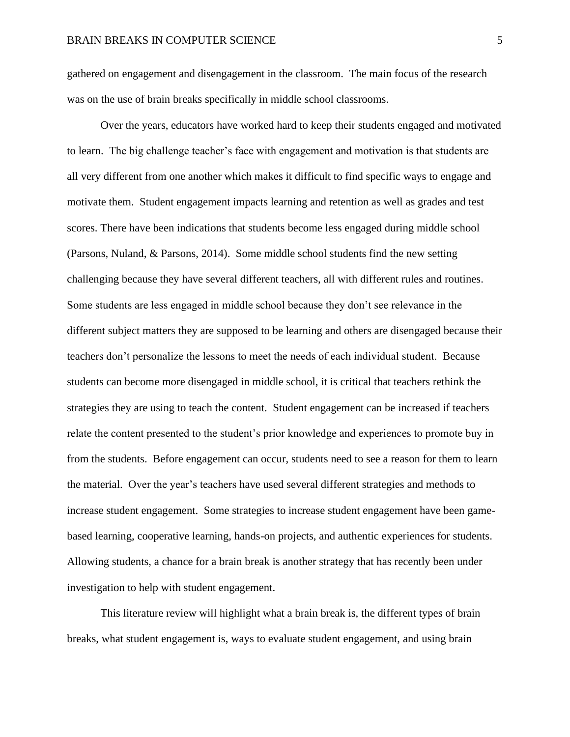gathered on engagement and disengagement in the classroom. The main focus of the research was on the use of brain breaks specifically in middle school classrooms.

Over the years, educators have worked hard to keep their students engaged and motivated to learn. The big challenge teacher's face with engagement and motivation is that students are all very different from one another which makes it difficult to find specific ways to engage and motivate them. Student engagement impacts learning and retention as well as grades and test scores. There have been indications that students become less engaged during middle school (Parsons, Nuland, & Parsons, 2014). Some middle school students find the new setting challenging because they have several different teachers, all with different rules and routines. Some students are less engaged in middle school because they don't see relevance in the different subject matters they are supposed to be learning and others are disengaged because their teachers don't personalize the lessons to meet the needs of each individual student. Because students can become more disengaged in middle school, it is critical that teachers rethink the strategies they are using to teach the content. Student engagement can be increased if teachers relate the content presented to the student's prior knowledge and experiences to promote buy in from the students. Before engagement can occur, students need to see a reason for them to learn the material. Over the year's teachers have used several different strategies and methods to increase student engagement. Some strategies to increase student engagement have been game-based learning, cooperative learning, hands-on projects, and authentic experiences for students. Allowing students, a chance for a brain break is another strategy that has recently been under investigation to help with student engagement.

This literature review will highlight what a brain break is, the different types of brain breaks, what student engagement is, ways to evaluate student engagement, and using brain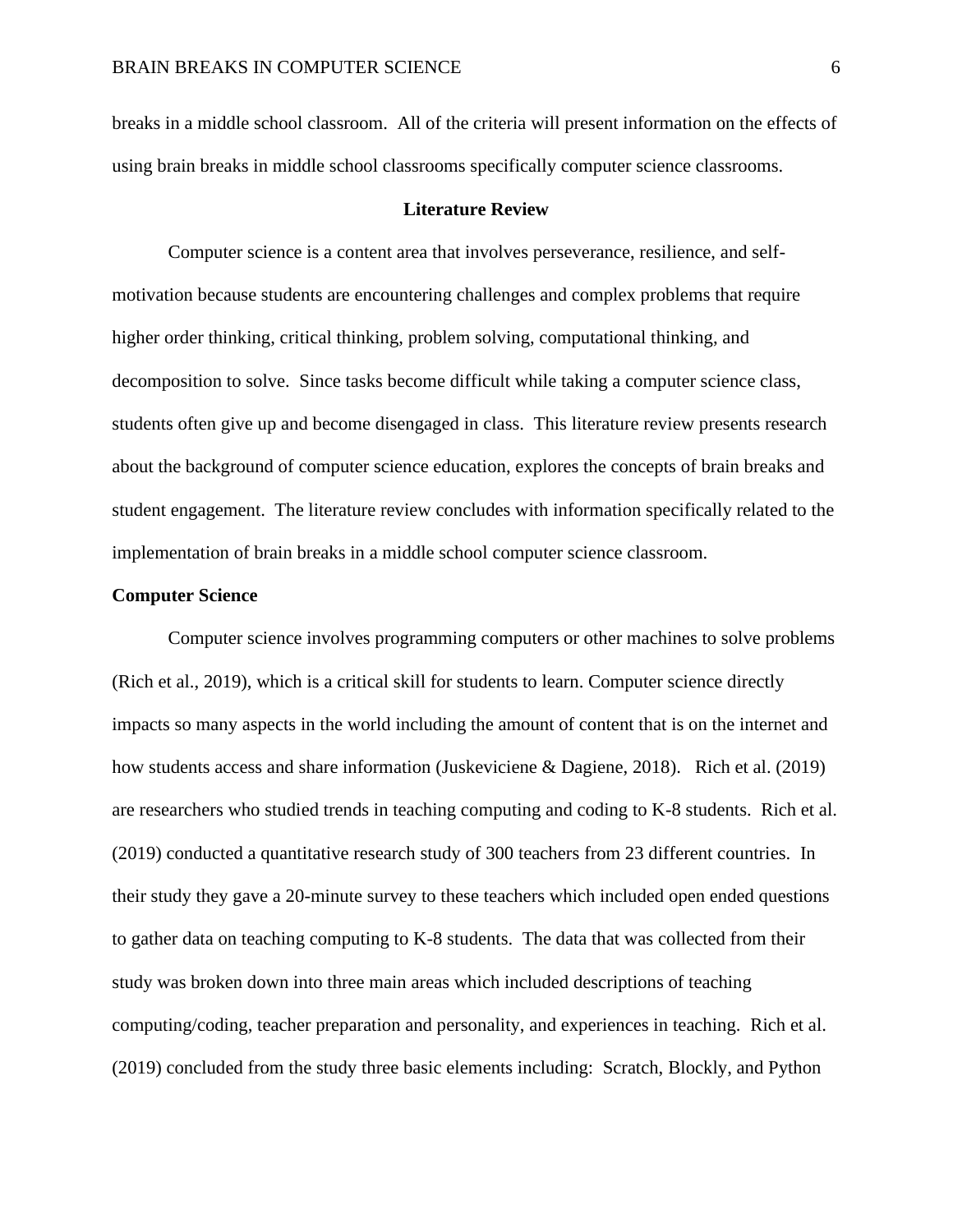breaks in a middle school classroom.  All of the criteria will present information on the effects of using brain breaks in middle school classrooms specifically computer science classrooms.

## Literature Review

Computer science is a content area that involves perseverance, resilience, and self-motivation because students are encountering challenges and complex problems that require higher order thinking, critical thinking, problem solving, computational thinking, and decomposition to solve.  Since tasks become difficult while taking a computer science class, students often give up and become disengaged in class.  This literature review presents research about the background of computer science education, explores the concepts of brain breaks and student engagement.  The literature review concludes with information specifically related to the implementation of brain breaks in a middle school computer science classroom.

### Computer Science

Computer science involves programming computers or other machines to solve problems (Rich et al., 2019), which is a critical skill for students to learn. Computer science directly impacts so many aspects in the world including the amount of content that is on the internet and how students access and share information (Juskeviciene & Dagiene, 2018).   Rich et al. (2019) are researchers who studied trends in teaching computing and coding to K-8 students.  Rich et al. (2019) conducted a quantitative research study of 300 teachers from 23 different countries.  In their study they gave a 20-minute survey to these teachers which included open ended questions to gather data on teaching computing to K-8 students.  The data that was collected from their study was broken down into three main areas which included descriptions of teaching computing/coding, teacher preparation and personality, and experiences in teaching.  Rich et al. (2019) concluded from the study three basic elements including:  Scratch, Blockly, and Python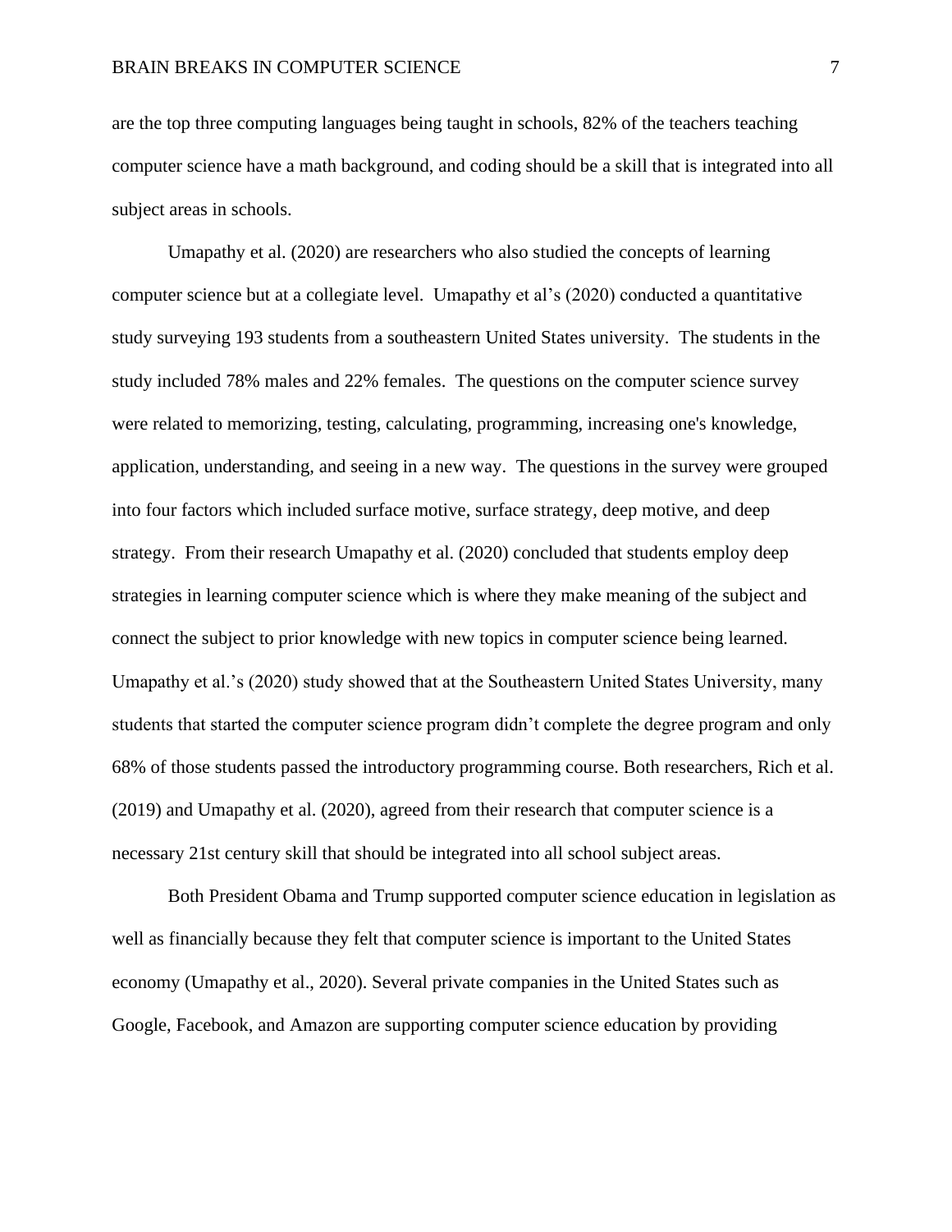are the top three computing languages being taught in schools, 82% of the teachers teaching computer science have a math background, and coding should be a skill that is integrated into all subject areas in schools.

Umapathy et al. (2020) are researchers who also studied the concepts of learning computer science but at a collegiate level. Umapathy et al's (2020) conducted a quantitative study surveying 193 students from a southeastern United States university. The students in the study included 78% males and 22% females. The questions on the computer science survey were related to memorizing, testing, calculating, programming, increasing one's knowledge, application, understanding, and seeing in a new way. The questions in the survey were grouped into four factors which included surface motive, surface strategy, deep motive, and deep strategy. From their research Umapathy et al. (2020) concluded that students employ deep strategies in learning computer science which is where they make meaning of the subject and connect the subject to prior knowledge with new topics in computer science being learned. Umapathy et al.'s (2020) study showed that at the Southeastern United States University, many students that started the computer science program didn't complete the degree program and only 68% of those students passed the introductory programming course. Both researchers, Rich et al. (2019) and Umapathy et al. (2020), agreed from their research that computer science is a necessary 21st century skill that should be integrated into all school subject areas.

Both President Obama and Trump supported computer science education in legislation as well as financially because they felt that computer science is important to the United States economy (Umapathy et al., 2020). Several private companies in the United States such as Google, Facebook, and Amazon are supporting computer science education by providing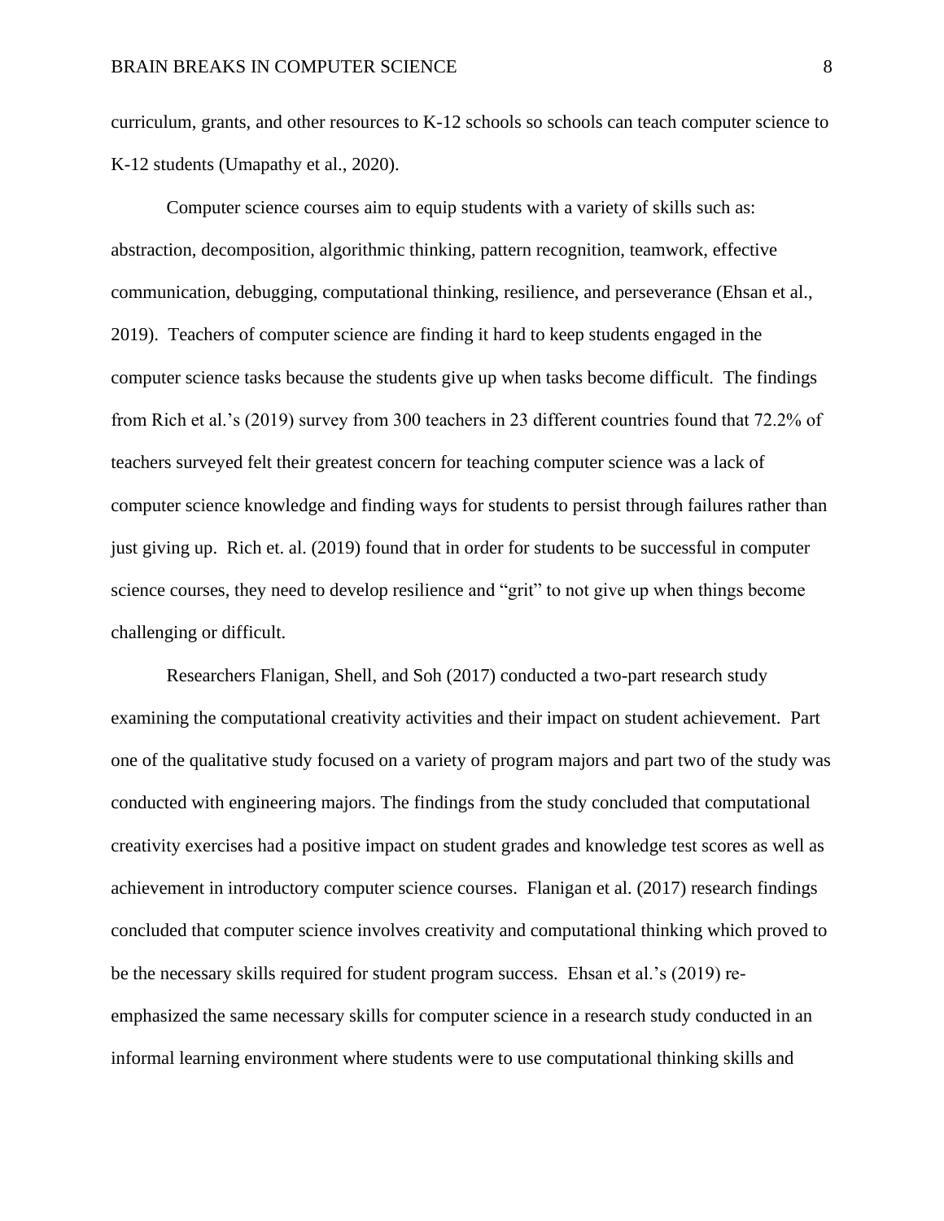curriculum, grants, and other resources to K-12 schools so schools can teach computer science to K-12 students (Umapathy et al., 2020).

Computer science courses aim to equip students with a variety of skills such as: abstraction, decomposition, algorithmic thinking, pattern recognition, teamwork, effective communication, debugging, computational thinking, resilience, and perseverance (Ehsan et al., 2019). Teachers of computer science are finding it hard to keep students engaged in the computer science tasks because the students give up when tasks become difficult. The findings from Rich et al.'s (2019) survey from 300 teachers in 23 different countries found that 72.2% of teachers surveyed felt their greatest concern for teaching computer science was a lack of computer science knowledge and finding ways for students to persist through failures rather than just giving up. Rich et. al. (2019) found that in order for students to be successful in computer science courses, they need to develop resilience and "grit" to not give up when things become challenging or difficult.

Researchers Flanigan, Shell, and Soh (2017) conducted a two-part research study examining the computational creativity activities and their impact on student achievement. Part one of the qualitative study focused on a variety of program majors and part two of the study was conducted with engineering majors. The findings from the study concluded that computational creativity exercises had a positive impact on student grades and knowledge test scores as well as achievement in introductory computer science courses. Flanigan et al. (2017) research findings concluded that computer science involves creativity and computational thinking which proved to be the necessary skills required for student program success. Ehsan et al.'s (2019) re-emphasized the same necessary skills for computer science in a research study conducted in an informal learning environment where students were to use computational thinking skills and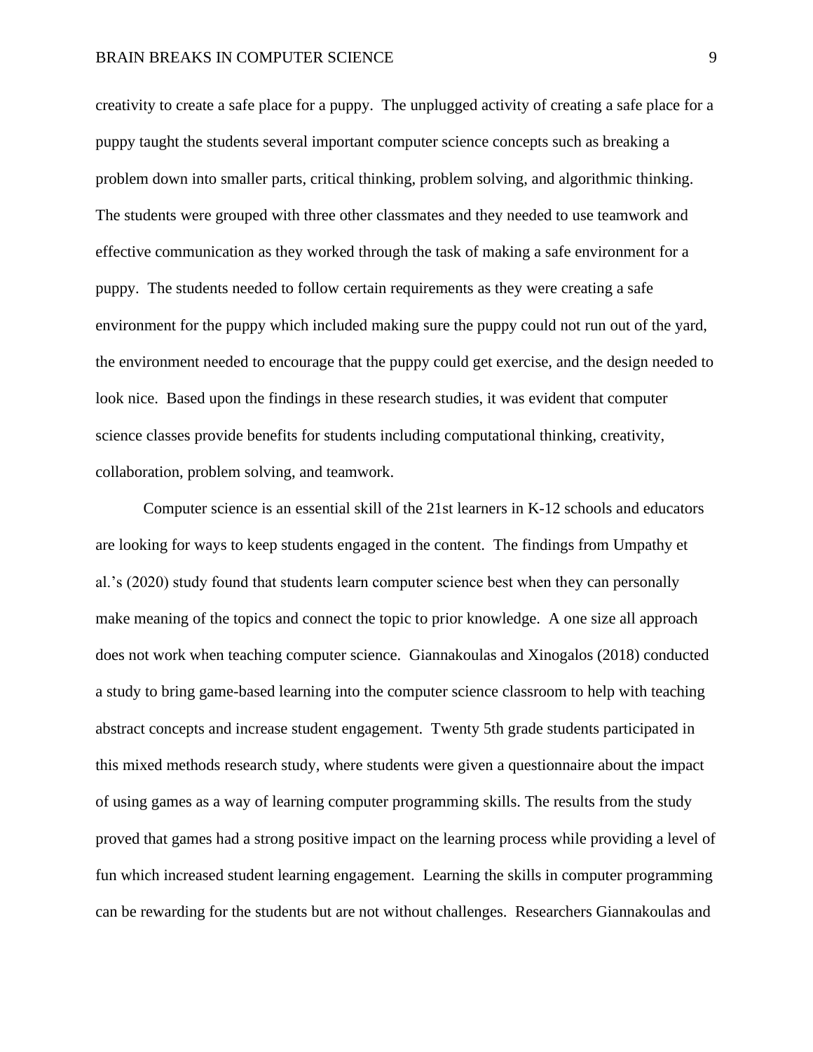creativity to create a safe place for a puppy. The unplugged activity of creating a safe place for a puppy taught the students several important computer science concepts such as breaking a problem down into smaller parts, critical thinking, problem solving, and algorithmic thinking. The students were grouped with three other classmates and they needed to use teamwork and effective communication as they worked through the task of making a safe environment for a puppy. The students needed to follow certain requirements as they were creating a safe environment for the puppy which included making sure the puppy could not run out of the yard, the environment needed to encourage that the puppy could get exercise, and the design needed to look nice. Based upon the findings in these research studies, it was evident that computer science classes provide benefits for students including computational thinking, creativity, collaboration, problem solving, and teamwork.

Computer science is an essential skill of the 21st learners in K-12 schools and educators are looking for ways to keep students engaged in the content. The findings from Umpathy et al.'s (2020) study found that students learn computer science best when they can personally make meaning of the topics and connect the topic to prior knowledge. A one size all approach does not work when teaching computer science. Giannakoulas and Xinogalos (2018) conducted a study to bring game-based learning into the computer science classroom to help with teaching abstract concepts and increase student engagement. Twenty 5th grade students participated in this mixed methods research study, where students were given a questionnaire about the impact of using games as a way of learning computer programming skills. The results from the study proved that games had a strong positive impact on the learning process while providing a level of fun which increased student learning engagement. Learning the skills in computer programming can be rewarding for the students but are not without challenges. Researchers Giannakoulas and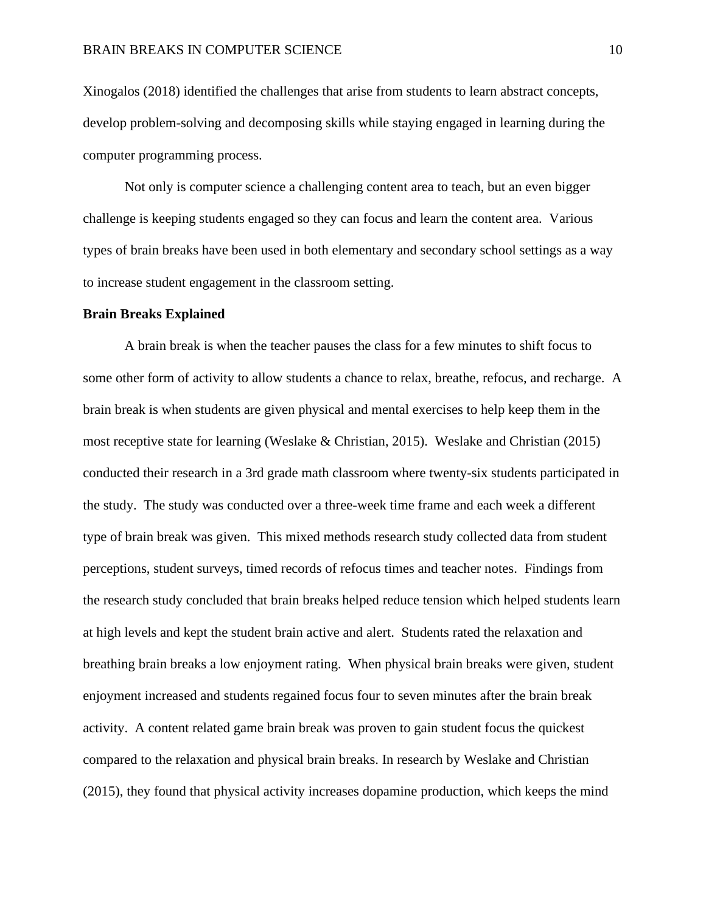Xinogalos (2018) identified the challenges that arise from students to learn abstract concepts, develop problem-solving and decomposing skills while staying engaged in learning during the computer programming process.

Not only is computer science a challenging content area to teach, but an even bigger challenge is keeping students engaged so they can focus and learn the content area. Various types of brain breaks have been used in both elementary and secondary school settings as a way to increase student engagement in the classroom setting.

**Brain Breaks Explained**

A brain break is when the teacher pauses the class for a few minutes to shift focus to some other form of activity to allow students a chance to relax, breathe, refocus, and recharge. A brain break is when students are given physical and mental exercises to help keep them in the most receptive state for learning (Weslake & Christian, 2015). Weslake and Christian (2015) conducted their research in a 3rd grade math classroom where twenty-six students participated in the study. The study was conducted over a three-week time frame and each week a different type of brain break was given. This mixed methods research study collected data from student perceptions, student surveys, timed records of refocus times and teacher notes. Findings from the research study concluded that brain breaks helped reduce tension which helped students learn at high levels and kept the student brain active and alert. Students rated the relaxation and breathing brain breaks a low enjoyment rating. When physical brain breaks were given, student enjoyment increased and students regained focus four to seven minutes after the brain break activity. A content related game brain break was proven to gain student focus the quickest compared to the relaxation and physical brain breaks. In research by Weslake and Christian (2015), they found that physical activity increases dopamine production, which keeps the mind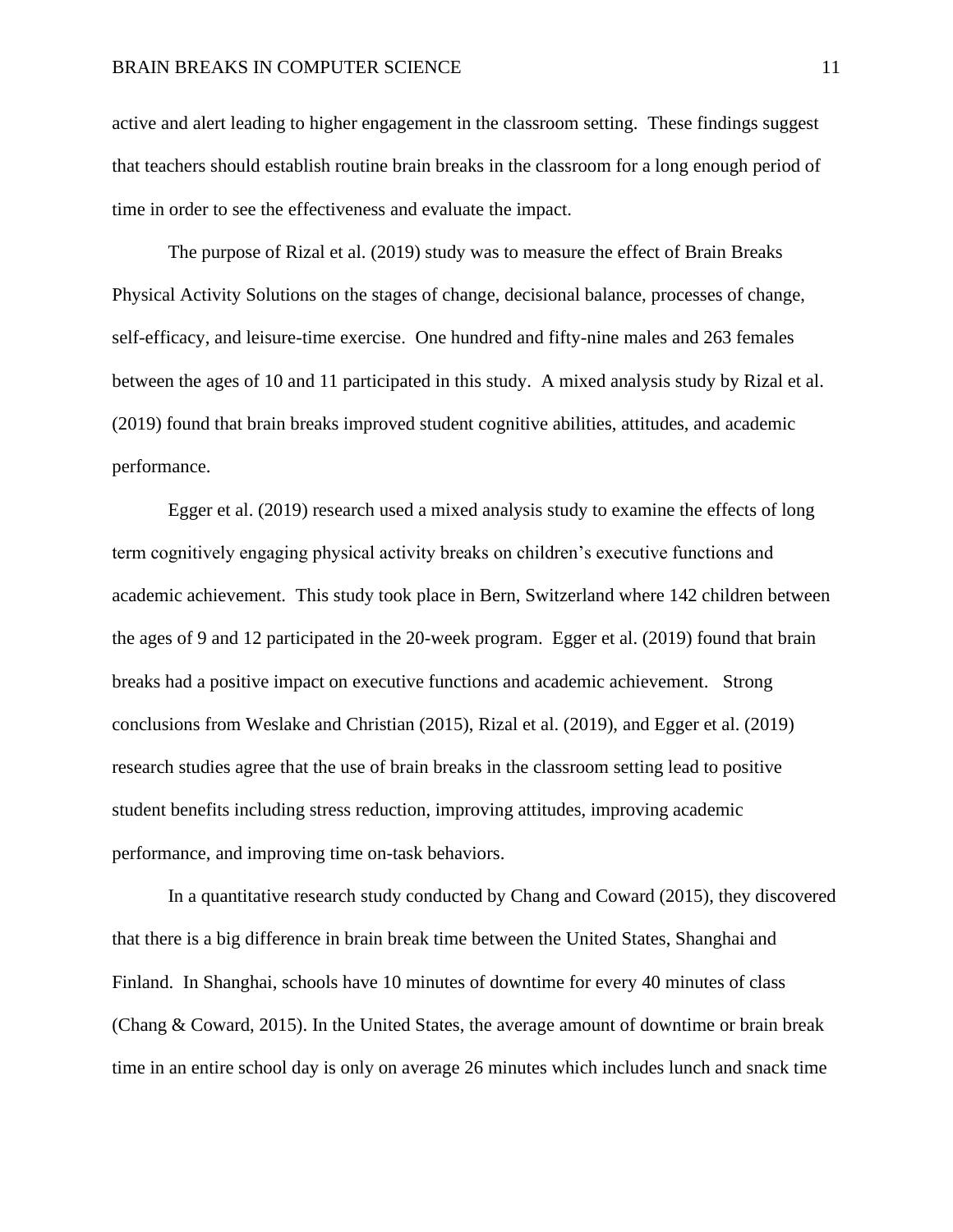active and alert leading to higher engagement in the classroom setting. These findings suggest that teachers should establish routine brain breaks in the classroom for a long enough period of time in order to see the effectiveness and evaluate the impact.

The purpose of Rizal et al. (2019) study was to measure the effect of Brain Breaks Physical Activity Solutions on the stages of change, decisional balance, processes of change, self-efficacy, and leisure-time exercise. One hundred and fifty-nine males and 263 females between the ages of 10 and 11 participated in this study. A mixed analysis study by Rizal et al. (2019) found that brain breaks improved student cognitive abilities, attitudes, and academic performance.

Egger et al. (2019) research used a mixed analysis study to examine the effects of long term cognitively engaging physical activity breaks on children's executive functions and academic achievement. This study took place in Bern, Switzerland where 142 children between the ages of 9 and 12 participated in the 20-week program. Egger et al. (2019) found that brain breaks had a positive impact on executive functions and academic achievement. Strong conclusions from Weslake and Christian (2015), Rizal et al. (2019), and Egger et al. (2019) research studies agree that the use of brain breaks in the classroom setting lead to positive student benefits including stress reduction, improving attitudes, improving academic performance, and improving time on-task behaviors.

In a quantitative research study conducted by Chang and Coward (2015), they discovered that there is a big difference in brain break time between the United States, Shanghai and Finland. In Shanghai, schools have 10 minutes of downtime for every 40 minutes of class (Chang & Coward, 2015). In the United States, the average amount of downtime or brain break time in an entire school day is only on average 26 minutes which includes lunch and snack time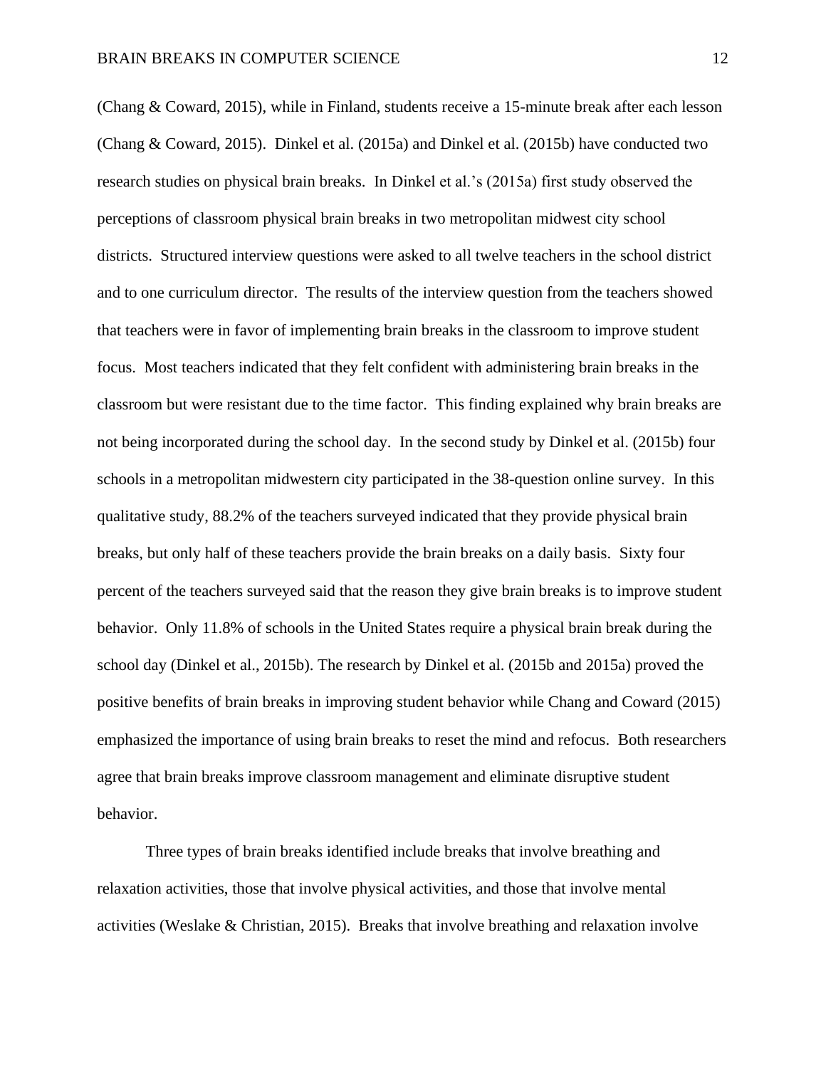(Chang & Coward, 2015), while in Finland, students receive a 15-minute break after each lesson (Chang & Coward, 2015). Dinkel et al. (2015a) and Dinkel et al. (2015b) have conducted two research studies on physical brain breaks. In Dinkel et al.'s (2015a) first study observed the perceptions of classroom physical brain breaks in two metropolitan midwest city school districts. Structured interview questions were asked to all twelve teachers in the school district and to one curriculum director. The results of the interview question from the teachers showed that teachers were in favor of implementing brain breaks in the classroom to improve student focus. Most teachers indicated that they felt confident with administering brain breaks in the classroom but were resistant due to the time factor. This finding explained why brain breaks are not being incorporated during the school day. In the second study by Dinkel et al. (2015b) four schools in a metropolitan midwestern city participated in the 38-question online survey. In this qualitative study, 88.2% of the teachers surveyed indicated that they provide physical brain breaks, but only half of these teachers provide the brain breaks on a daily basis. Sixty four percent of the teachers surveyed said that the reason they give brain breaks is to improve student behavior. Only 11.8% of schools in the United States require a physical brain break during the school day (Dinkel et al., 2015b). The research by Dinkel et al. (2015b and 2015a) proved the positive benefits of brain breaks in improving student behavior while Chang and Coward (2015) emphasized the importance of using brain breaks to reset the mind and refocus. Both researchers agree that brain breaks improve classroom management and eliminate disruptive student behavior.

Three types of brain breaks identified include breaks that involve breathing and relaxation activities, those that involve physical activities, and those that involve mental activities (Weslake & Christian, 2015). Breaks that involve breathing and relaxation involve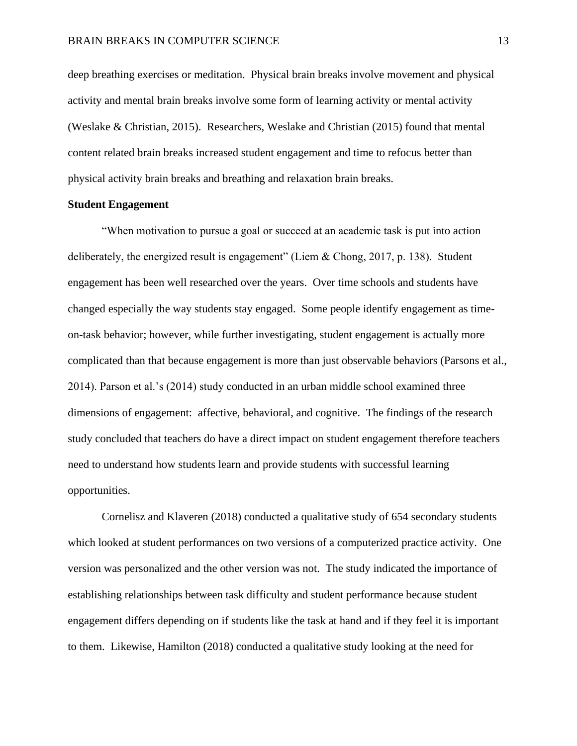deep breathing exercises or meditation. Physical brain breaks involve movement and physical activity and mental brain breaks involve some form of learning activity or mental activity (Weslake & Christian, 2015). Researchers, Weslake and Christian (2015) found that mental content related brain breaks increased student engagement and time to refocus better than physical activity brain breaks and breathing and relaxation brain breaks.

**Student Engagement**

"When motivation to pursue a goal or succeed at an academic task is put into action deliberately, the energized result is engagement" (Liem & Chong, 2017, p. 138). Student engagement has been well researched over the years. Over time schools and students have changed especially the way students stay engaged. Some people identify engagement as time-on-task behavior; however, while further investigating, student engagement is actually more complicated than that because engagement is more than just observable behaviors (Parsons et al., 2014). Parson et al.'s (2014) study conducted in an urban middle school examined three dimensions of engagement: affective, behavioral, and cognitive. The findings of the research study concluded that teachers do have a direct impact on student engagement therefore teachers need to understand how students learn and provide students with successful learning opportunities.

Cornelisz and Klaveren (2018) conducted a qualitative study of 654 secondary students which looked at student performances on two versions of a computerized practice activity. One version was personalized and the other version was not. The study indicated the importance of establishing relationships between task difficulty and student performance because student engagement differs depending on if students like the task at hand and if they feel it is important to them. Likewise, Hamilton (2018) conducted a qualitative study looking at the need for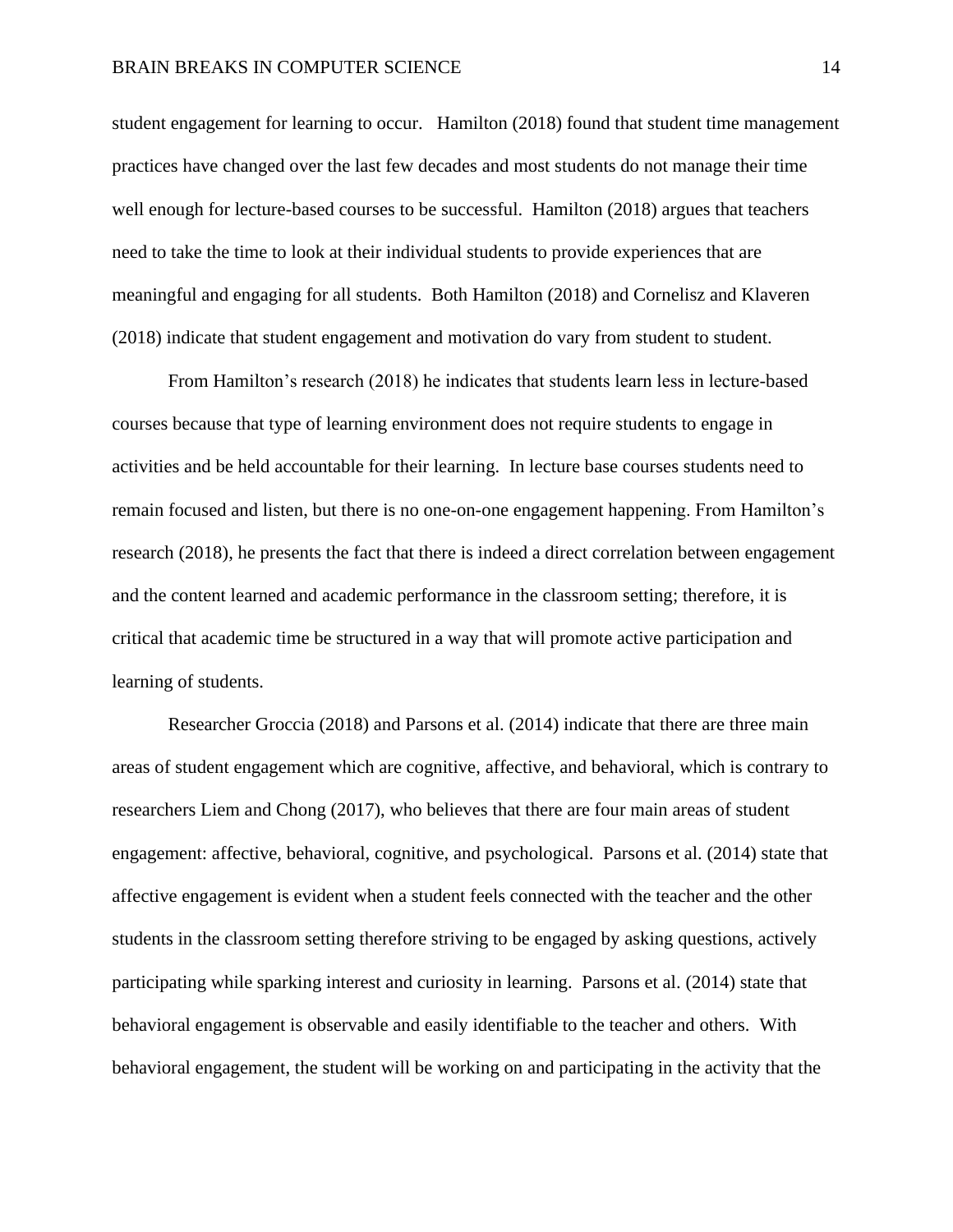student engagement for learning to occur. Hamilton (2018) found that student time management practices have changed over the last few decades and most students do not manage their time well enough for lecture-based courses to be successful. Hamilton (2018) argues that teachers need to take the time to look at their individual students to provide experiences that are meaningful and engaging for all students. Both Hamilton (2018) and Cornelisz and Klaveren (2018) indicate that student engagement and motivation do vary from student to student.

From Hamilton's research (2018) he indicates that students learn less in lecture-based courses because that type of learning environment does not require students to engage in activities and be held accountable for their learning. In lecture base courses students need to remain focused and listen, but there is no one-on-one engagement happening. From Hamilton's research (2018), he presents the fact that there is indeed a direct correlation between engagement and the content learned and academic performance in the classroom setting; therefore, it is critical that academic time be structured in a way that will promote active participation and learning of students.

Researcher Groccia (2018) and Parsons et al. (2014) indicate that there are three main areas of student engagement which are cognitive, affective, and behavioral, which is contrary to researchers Liem and Chong (2017), who believes that there are four main areas of student engagement: affective, behavioral, cognitive, and psychological. Parsons et al. (2014) state that affective engagement is evident when a student feels connected with the teacher and the other students in the classroom setting therefore striving to be engaged by asking questions, actively participating while sparking interest and curiosity in learning. Parsons et al. (2014) state that behavioral engagement is observable and easily identifiable to the teacher and others. With behavioral engagement, the student will be working on and participating in the activity that the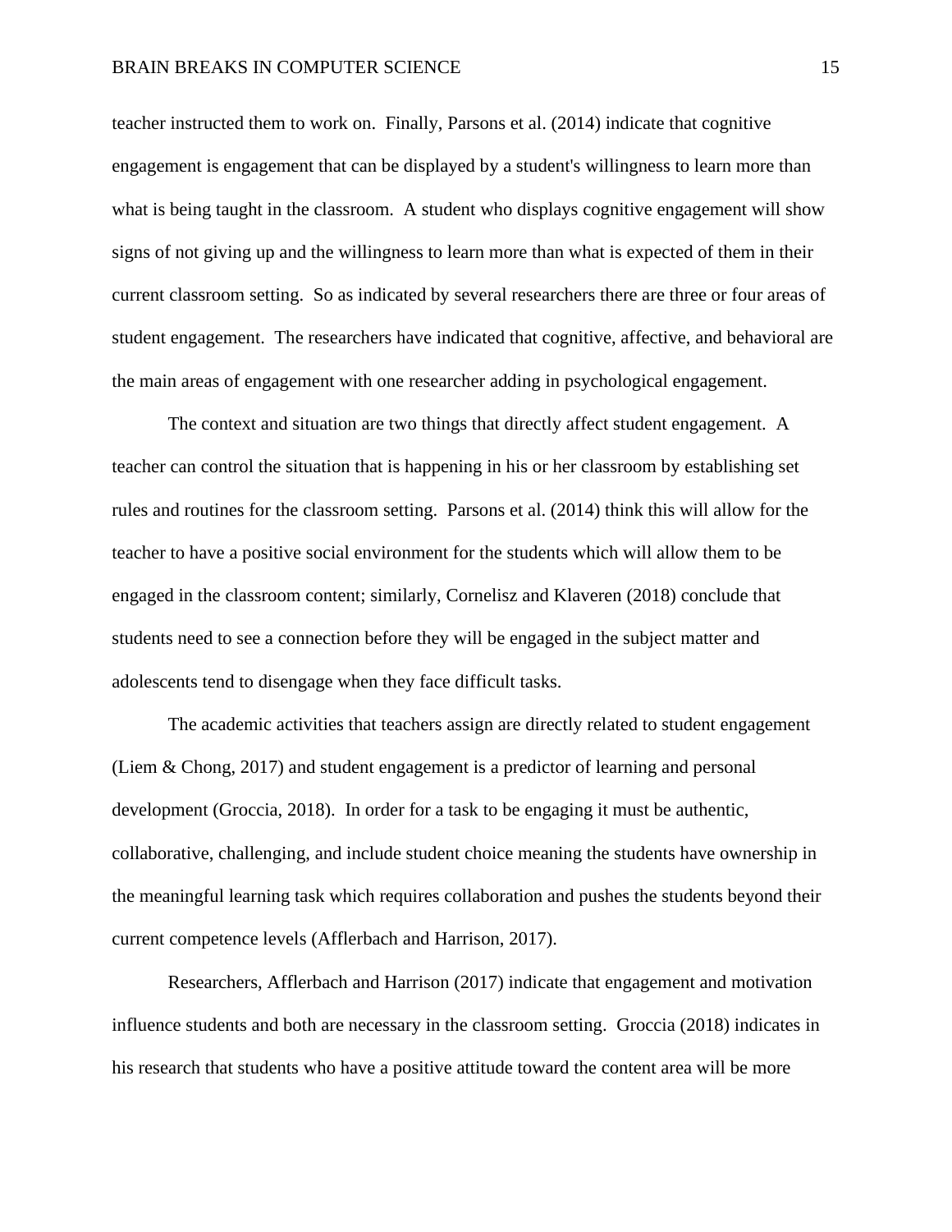teacher instructed them to work on. Finally, Parsons et al. (2014) indicate that cognitive engagement is engagement that can be displayed by a student's willingness to learn more than what is being taught in the classroom. A student who displays cognitive engagement will show signs of not giving up and the willingness to learn more than what is expected of them in their current classroom setting. So as indicated by several researchers there are three or four areas of student engagement. The researchers have indicated that cognitive, affective, and behavioral are the main areas of engagement with one researcher adding in psychological engagement.

The context and situation are two things that directly affect student engagement. A teacher can control the situation that is happening in his or her classroom by establishing set rules and routines for the classroom setting. Parsons et al. (2014) think this will allow for the teacher to have a positive social environment for the students which will allow them to be engaged in the classroom content; similarly, Cornelisz and Klaveren (2018) conclude that students need to see a connection before they will be engaged in the subject matter and adolescents tend to disengage when they face difficult tasks.

The academic activities that teachers assign are directly related to student engagement (Liem & Chong, 2017) and student engagement is a predictor of learning and personal development (Groccia, 2018). In order for a task to be engaging it must be authentic, collaborative, challenging, and include student choice meaning the students have ownership in the meaningful learning task which requires collaboration and pushes the students beyond their current competence levels (Afflerbach and Harrison, 2017).

Researchers, Afflerbach and Harrison (2017) indicate that engagement and motivation influence students and both are necessary in the classroom setting. Groccia (2018) indicates in his research that students who have a positive attitude toward the content area will be more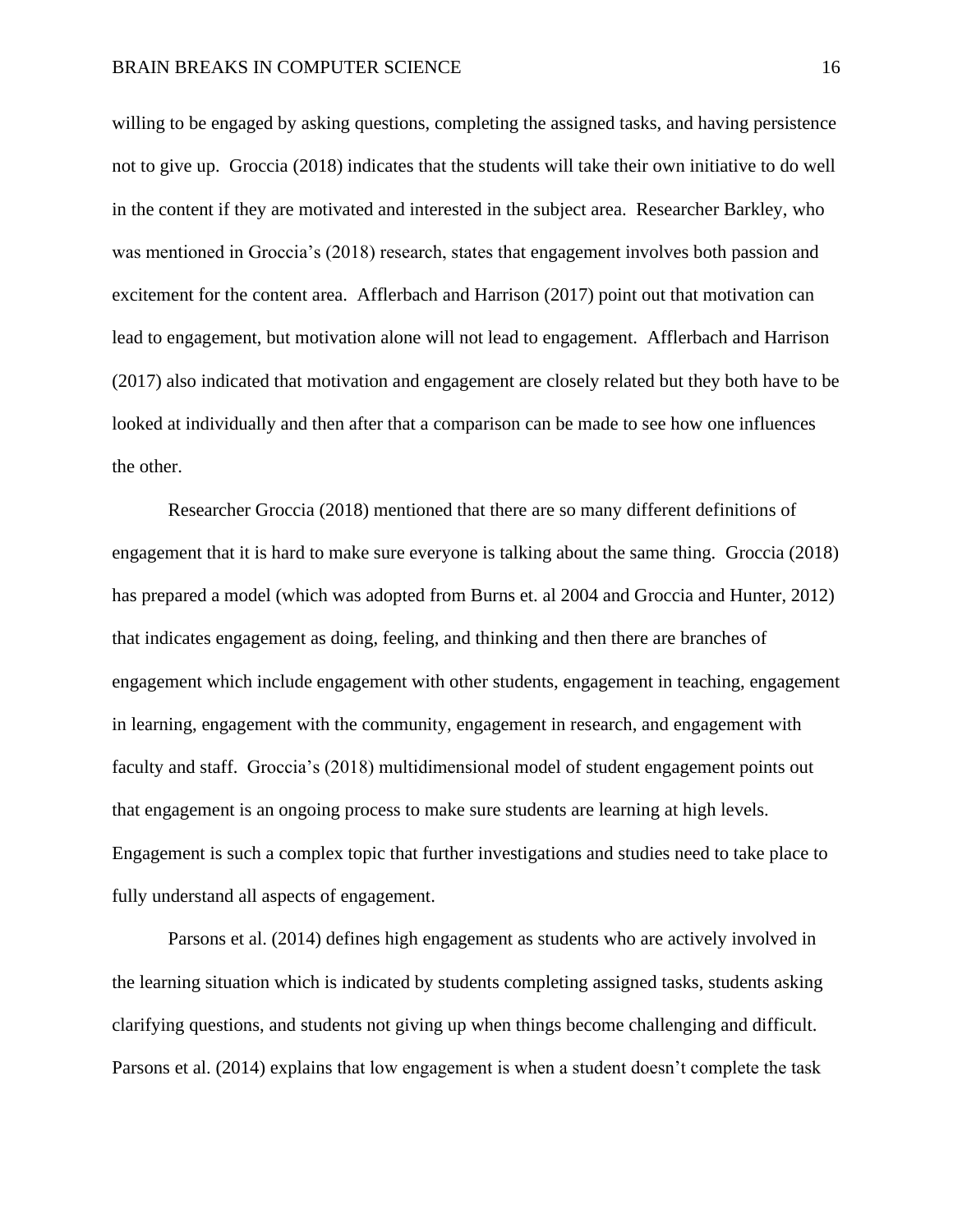willing to be engaged by asking questions, completing the assigned tasks, and having persistence not to give up. Groccia (2018) indicates that the students will take their own initiative to do well in the content if they are motivated and interested in the subject area. Researcher Barkley, who was mentioned in Groccia's (2018) research, states that engagement involves both passion and excitement for the content area. Afflerbach and Harrison (2017) point out that motivation can lead to engagement, but motivation alone will not lead to engagement. Afflerbach and Harrison (2017) also indicated that motivation and engagement are closely related but they both have to be looked at individually and then after that a comparison can be made to see how one influences the other.

Researcher Groccia (2018) mentioned that there are so many different definitions of engagement that it is hard to make sure everyone is talking about the same thing. Groccia (2018) has prepared a model (which was adopted from Burns et. al 2004 and Groccia and Hunter, 2012) that indicates engagement as doing, feeling, and thinking and then there are branches of engagement which include engagement with other students, engagement in teaching, engagement in learning, engagement with the community, engagement in research, and engagement with faculty and staff. Groccia's (2018) multidimensional model of student engagement points out that engagement is an ongoing process to make sure students are learning at high levels. Engagement is such a complex topic that further investigations and studies need to take place to fully understand all aspects of engagement.

Parsons et al. (2014) defines high engagement as students who are actively involved in the learning situation which is indicated by students completing assigned tasks, students asking clarifying questions, and students not giving up when things become challenging and difficult. Parsons et al. (2014) explains that low engagement is when a student doesn't complete the task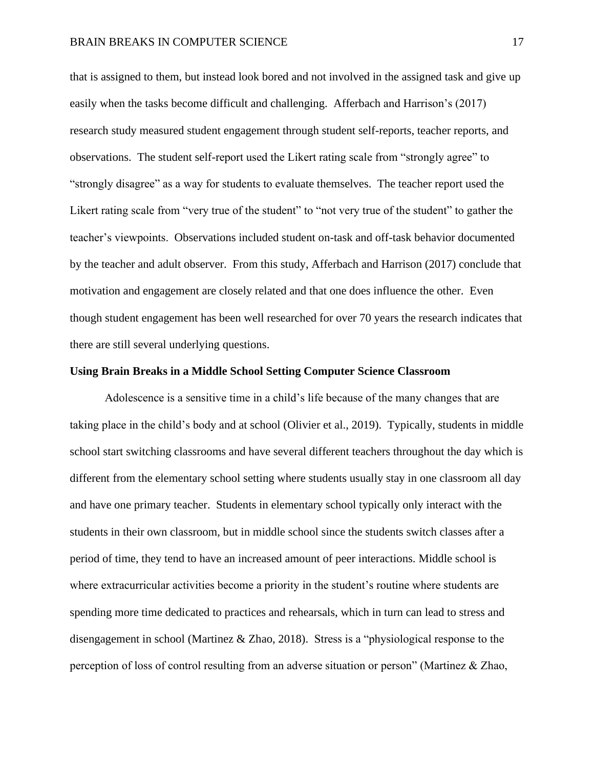that is assigned to them, but instead look bored and not involved in the assigned task and give up easily when the tasks become difficult and challenging. Afferbach and Harrison's (2017) research study measured student engagement through student self-reports, teacher reports, and observations. The student self-report used the Likert rating scale from "strongly agree" to "strongly disagree" as a way for students to evaluate themselves. The teacher report used the Likert rating scale from "very true of the student" to "not very true of the student" to gather the teacher's viewpoints. Observations included student on-task and off-task behavior documented by the teacher and adult observer. From this study, Afferbach and Harrison (2017) conclude that motivation and engagement are closely related and that one does influence the other. Even though student engagement has been well researched for over 70 years the research indicates that there are still several underlying questions.

**Using Brain Breaks in a Middle School Setting Computer Science Classroom**

Adolescence is a sensitive time in a child's life because of the many changes that are taking place in the child's body and at school (Olivier et al., 2019). Typically, students in middle school start switching classrooms and have several different teachers throughout the day which is different from the elementary school setting where students usually stay in one classroom all day and have one primary teacher. Students in elementary school typically only interact with the students in their own classroom, but in middle school since the students switch classes after a period of time, they tend to have an increased amount of peer interactions. Middle school is where extracurricular activities become a priority in the student's routine where students are spending more time dedicated to practices and rehearsals, which in turn can lead to stress and disengagement in school (Martinez & Zhao, 2018). Stress is a "physiological response to the perception of loss of control resulting from an adverse situation or person" (Martinez & Zhao,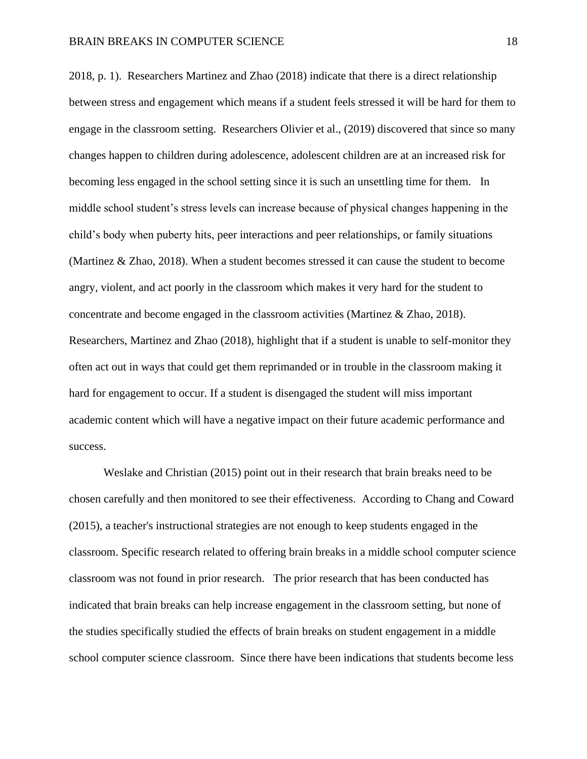2018, p. 1). Researchers Martinez and Zhao (2018) indicate that there is a direct relationship between stress and engagement which means if a student feels stressed it will be hard for them to engage in the classroom setting. Researchers Olivier et al., (2019) discovered that since so many changes happen to children during adolescence, adolescent children are at an increased risk for becoming less engaged in the school setting since it is such an unsettling time for them. In middle school student's stress levels can increase because of physical changes happening in the child's body when puberty hits, peer interactions and peer relationships, or family situations (Martinez & Zhao, 2018). When a student becomes stressed it can cause the student to become angry, violent, and act poorly in the classroom which makes it very hard for the student to concentrate and become engaged in the classroom activities (Martinez & Zhao, 2018). Researchers, Martinez and Zhao (2018), highlight that if a student is unable to self-monitor they often act out in ways that could get them reprimanded or in trouble in the classroom making it hard for engagement to occur. If a student is disengaged the student will miss important academic content which will have a negative impact on their future academic performance and success.

Weslake and Christian (2015) point out in their research that brain breaks need to be chosen carefully and then monitored to see their effectiveness. According to Chang and Coward (2015), a teacher's instructional strategies are not enough to keep students engaged in the classroom. Specific research related to offering brain breaks in a middle school computer science classroom was not found in prior research. The prior research that has been conducted has indicated that brain breaks can help increase engagement in the classroom setting, but none of the studies specifically studied the effects of brain breaks on student engagement in a middle school computer science classroom. Since there have been indications that students become less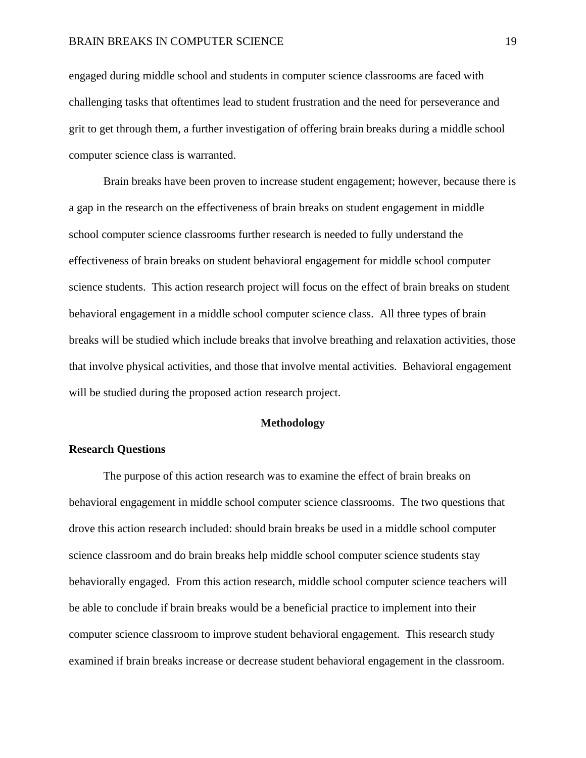engaged during middle school and students in computer science classrooms are faced with challenging tasks that oftentimes lead to student frustration and the need for perseverance and grit to get through them, a further investigation of offering brain breaks during a middle school computer science class is warranted.

Brain breaks have been proven to increase student engagement; however, because there is a gap in the research on the effectiveness of brain breaks on student engagement in middle school computer science classrooms further research is needed to fully understand the effectiveness of brain breaks on student behavioral engagement for middle school computer science students. This action research project will focus on the effect of brain breaks on student behavioral engagement in a middle school computer science class. All three types of brain breaks will be studied which include breaks that involve breathing and relaxation activities, those that involve physical activities, and those that involve mental activities. Behavioral engagement will be studied during the proposed action research project.

## Methodology

### Research Questions

The purpose of this action research was to examine the effect of brain breaks on behavioral engagement in middle school computer science classrooms. The two questions that drove this action research included: should brain breaks be used in a middle school computer science classroom and do brain breaks help middle school computer science students stay behaviorally engaged. From this action research, middle school computer science teachers will be able to conclude if brain breaks would be a beneficial practice to implement into their computer science classroom to improve student behavioral engagement. This research study examined if brain breaks increase or decrease student behavioral engagement in the classroom.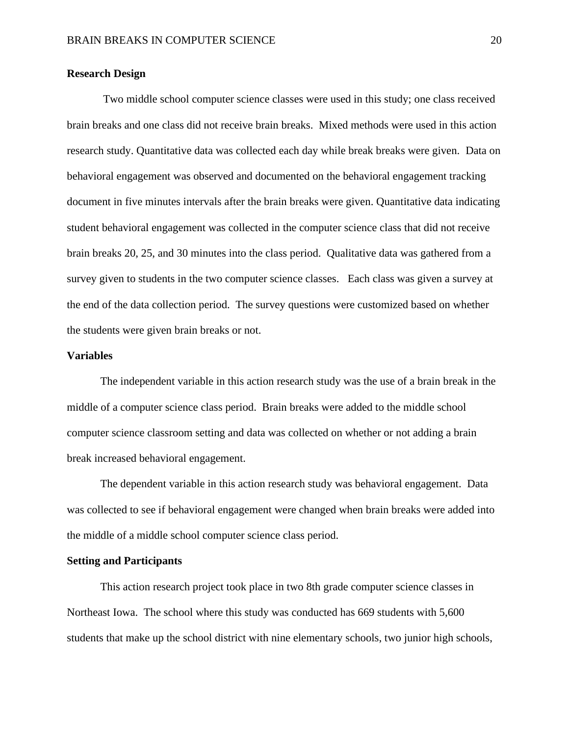## Research Design

Two middle school computer science classes were used in this study; one class received brain breaks and one class did not receive brain breaks. Mixed methods were used in this action research study. Quantitative data was collected each day while break breaks were given. Data on behavioral engagement was observed and documented on the behavioral engagement tracking document in five minutes intervals after the brain breaks were given. Quantitative data indicating student behavioral engagement was collected in the computer science class that did not receive brain breaks 20, 25, and 30 minutes into the class period. Qualitative data was gathered from a survey given to students in the two computer science classes. Each class was given a survey at the end of the data collection period. The survey questions were customized based on whether the students were given brain breaks or not.

## Variables

The independent variable in this action research study was the use of a brain break in the middle of a computer science class period. Brain breaks were added to the middle school computer science classroom setting and data was collected on whether or not adding a brain break increased behavioral engagement.

The dependent variable in this action research study was behavioral engagement. Data was collected to see if behavioral engagement were changed when brain breaks were added into the middle of a middle school computer science class period.

## Setting and Participants

This action research project took place in two 8th grade computer science classes in Northeast Iowa. The school where this study was conducted has 669 students with 5,600 students that make up the school district with nine elementary schools, two junior high schools,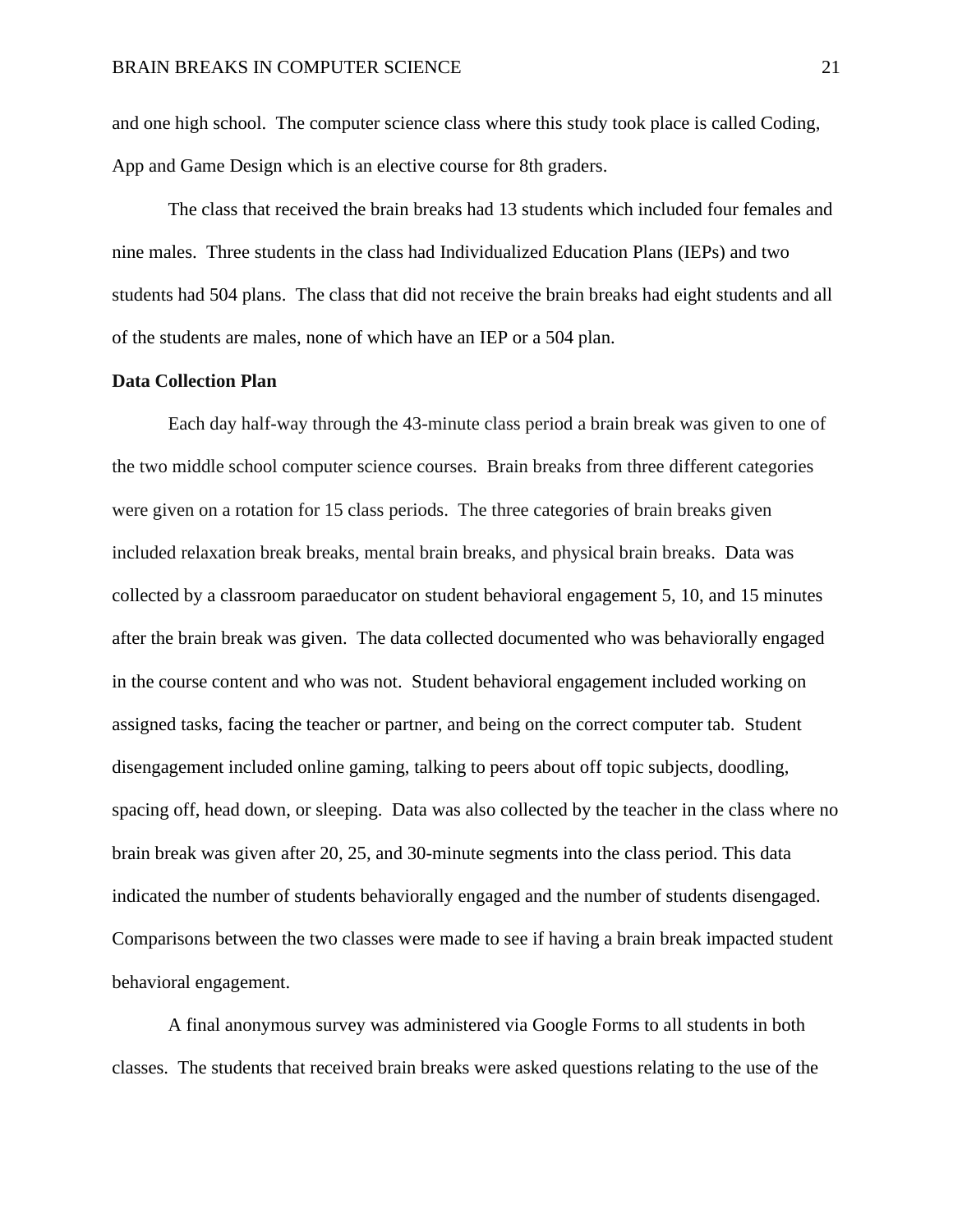and one high school. The computer science class where this study took place is called Coding, App and Game Design which is an elective course for 8th graders.

The class that received the brain breaks had 13 students which included four females and nine males. Three students in the class had Individualized Education Plans (IEPs) and two students had 504 plans. The class that did not receive the brain breaks had eight students and all of the students are males, none of which have an IEP or a 504 plan.

**Data Collection Plan**

Each day half-way through the 43-minute class period a brain break was given to one of the two middle school computer science courses. Brain breaks from three different categories were given on a rotation for 15 class periods. The three categories of brain breaks given included relaxation break breaks, mental brain breaks, and physical brain breaks. Data was collected by a classroom paraeducator on student behavioral engagement 5, 10, and 15 minutes after the brain break was given. The data collected documented who was behaviorally engaged in the course content and who was not. Student behavioral engagement included working on assigned tasks, facing the teacher or partner, and being on the correct computer tab. Student disengagement included online gaming, talking to peers about off topic subjects, doodling, spacing off, head down, or sleeping. Data was also collected by the teacher in the class where no brain break was given after 20, 25, and 30-minute segments into the class period. This data indicated the number of students behaviorally engaged and the number of students disengaged. Comparisons between the two classes were made to see if having a brain break impacted student behavioral engagement.

A final anonymous survey was administered via Google Forms to all students in both classes. The students that received brain breaks were asked questions relating to the use of the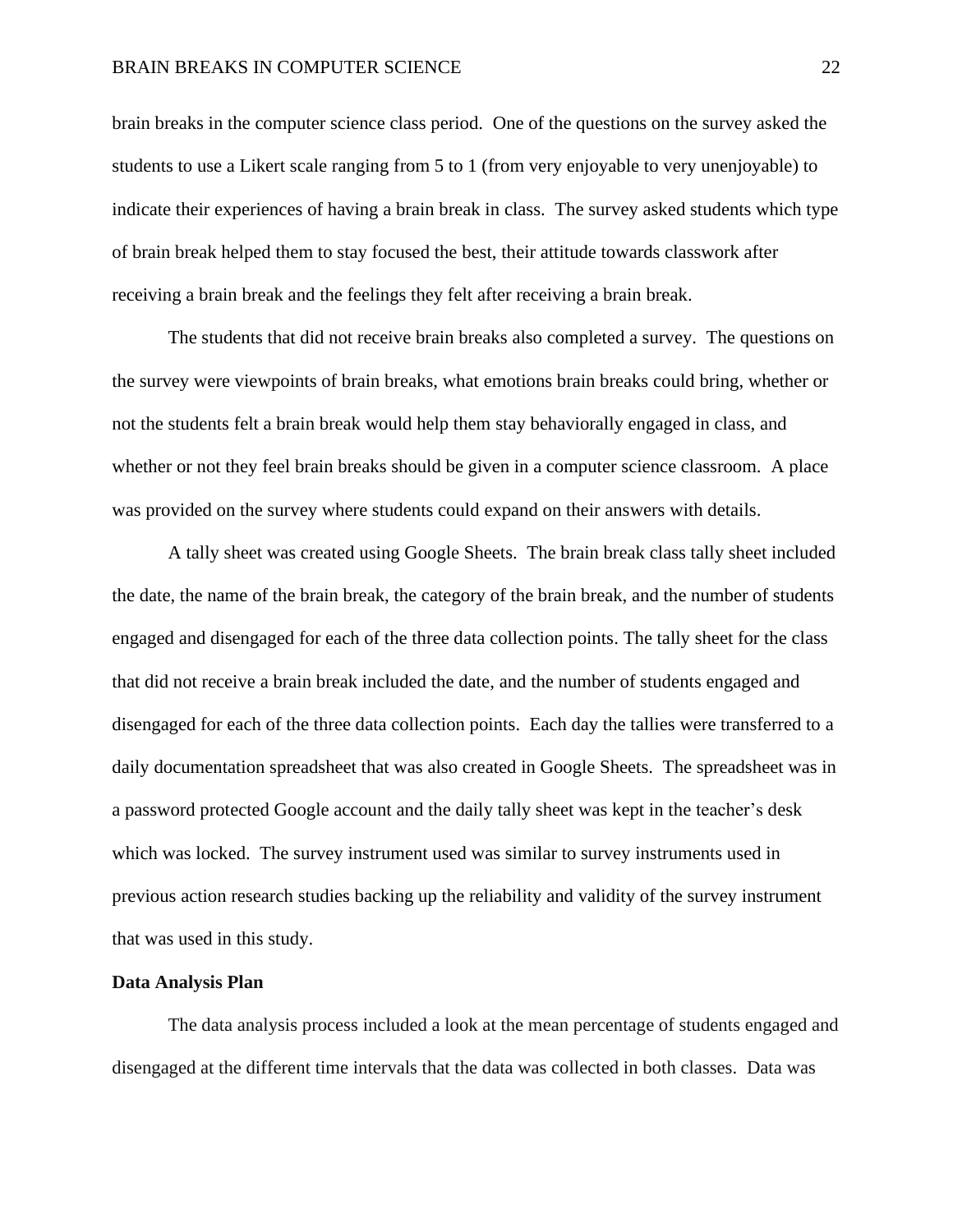brain breaks in the computer science class period. One of the questions on the survey asked the students to use a Likert scale ranging from 5 to 1 (from very enjoyable to very unenjoyable) to indicate their experiences of having a brain break in class. The survey asked students which type of brain break helped them to stay focused the best, their attitude towards classwork after receiving a brain break and the feelings they felt after receiving a brain break.

The students that did not receive brain breaks also completed a survey. The questions on the survey were viewpoints of brain breaks, what emotions brain breaks could bring, whether or not the students felt a brain break would help them stay behaviorally engaged in class, and whether or not they feel brain breaks should be given in a computer science classroom. A place was provided on the survey where students could expand on their answers with details.

A tally sheet was created using Google Sheets. The brain break class tally sheet included the date, the name of the brain break, the category of the brain break, and the number of students engaged and disengaged for each of the three data collection points. The tally sheet for the class that did not receive a brain break included the date, and the number of students engaged and disengaged for each of the three data collection points. Each day the tallies were transferred to a daily documentation spreadsheet that was also created in Google Sheets. The spreadsheet was in a password protected Google account and the daily tally sheet was kept in the teacher's desk which was locked. The survey instrument used was similar to survey instruments used in previous action research studies backing up the reliability and validity of the survey instrument that was used in this study.

**Data Analysis Plan**

The data analysis process included a look at the mean percentage of students engaged and disengaged at the different time intervals that the data was collected in both classes. Data was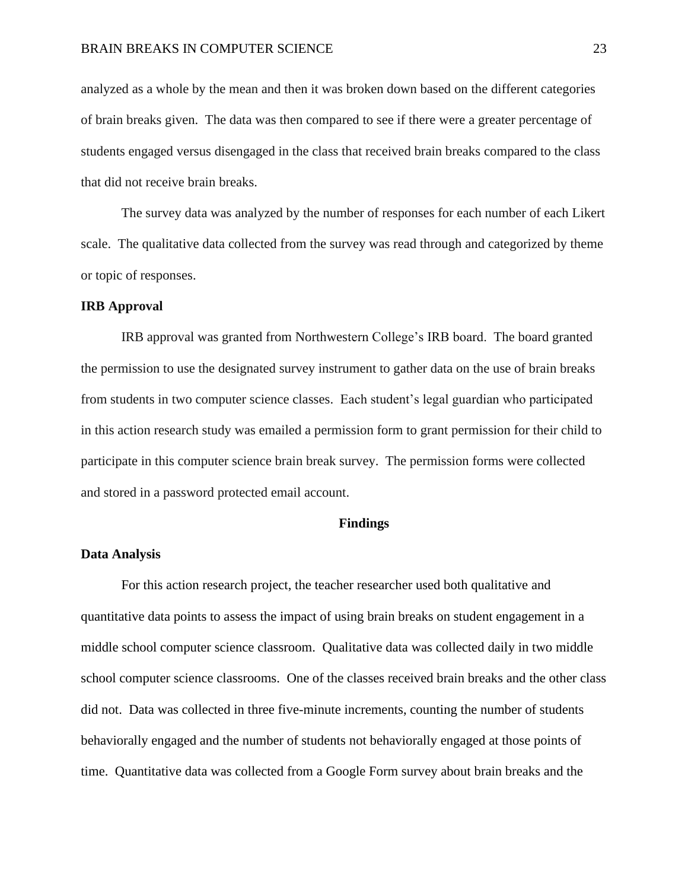analyzed as a whole by the mean and then it was broken down based on the different categories of brain breaks given. The data was then compared to see if there were a greater percentage of students engaged versus disengaged in the class that received brain breaks compared to the class that did not receive brain breaks.

The survey data was analyzed by the number of responses for each number of each Likert scale. The qualitative data collected from the survey was read through and categorized by theme or topic of responses.

### IRB Approval

IRB approval was granted from Northwestern College's IRB board. The board granted the permission to use the designated survey instrument to gather data on the use of brain breaks from students in two computer science classes. Each student's legal guardian who participated in this action research study was emailed a permission form to grant permission for their child to participate in this computer science brain break survey. The permission forms were collected and stored in a password protected email account.

## Findings

### Data Analysis

For this action research project, the teacher researcher used both qualitative and quantitative data points to assess the impact of using brain breaks on student engagement in a middle school computer science classroom. Qualitative data was collected daily in two middle school computer science classrooms. One of the classes received brain breaks and the other class did not. Data was collected in three five-minute increments, counting the number of students behaviorally engaged and the number of students not behaviorally engaged at those points of time. Quantitative data was collected from a Google Form survey about brain breaks and the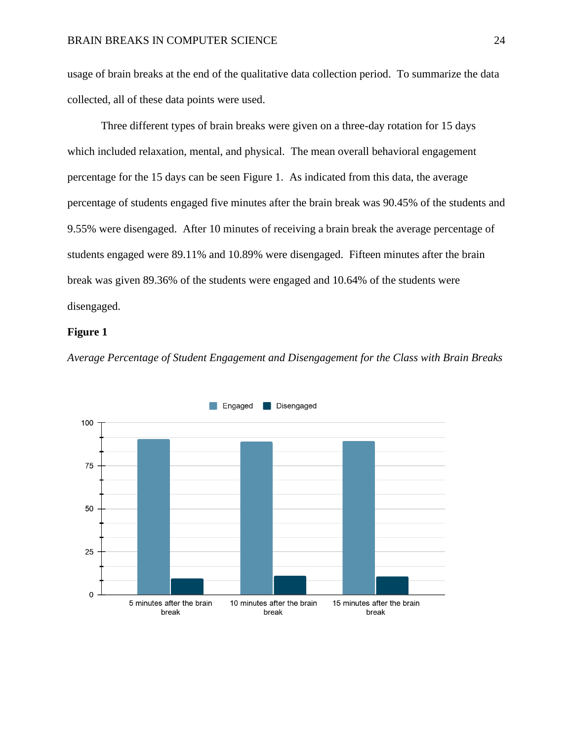usage of brain breaks at the end of the qualitative data collection period. To summarize the data collected, all of these data points were used.

Three different types of brain breaks were given on a three-day rotation for 15 days which included relaxation, mental, and physical. The mean overall behavioral engagement percentage for the 15 days can be seen Figure 1. As indicated from this data, the average percentage of students engaged five minutes after the brain break was 90.45% of the students and 9.55% were disengaged. After 10 minutes of receiving a brain break the average percentage of students engaged were 89.11% and 10.89% were disengaged. Fifteen minutes after the brain break was given 89.36% of the students were engaged and 10.64% of the students were disengaged.

**Figure 1**

*Average Percentage of Student Engagement and Disengagement for the Class with Brain Breaks*

Engaged
Disengaged

100
75
50
25
0

5 minutes after the brain break
10 minutes after the brain break
15 minutes after the brain break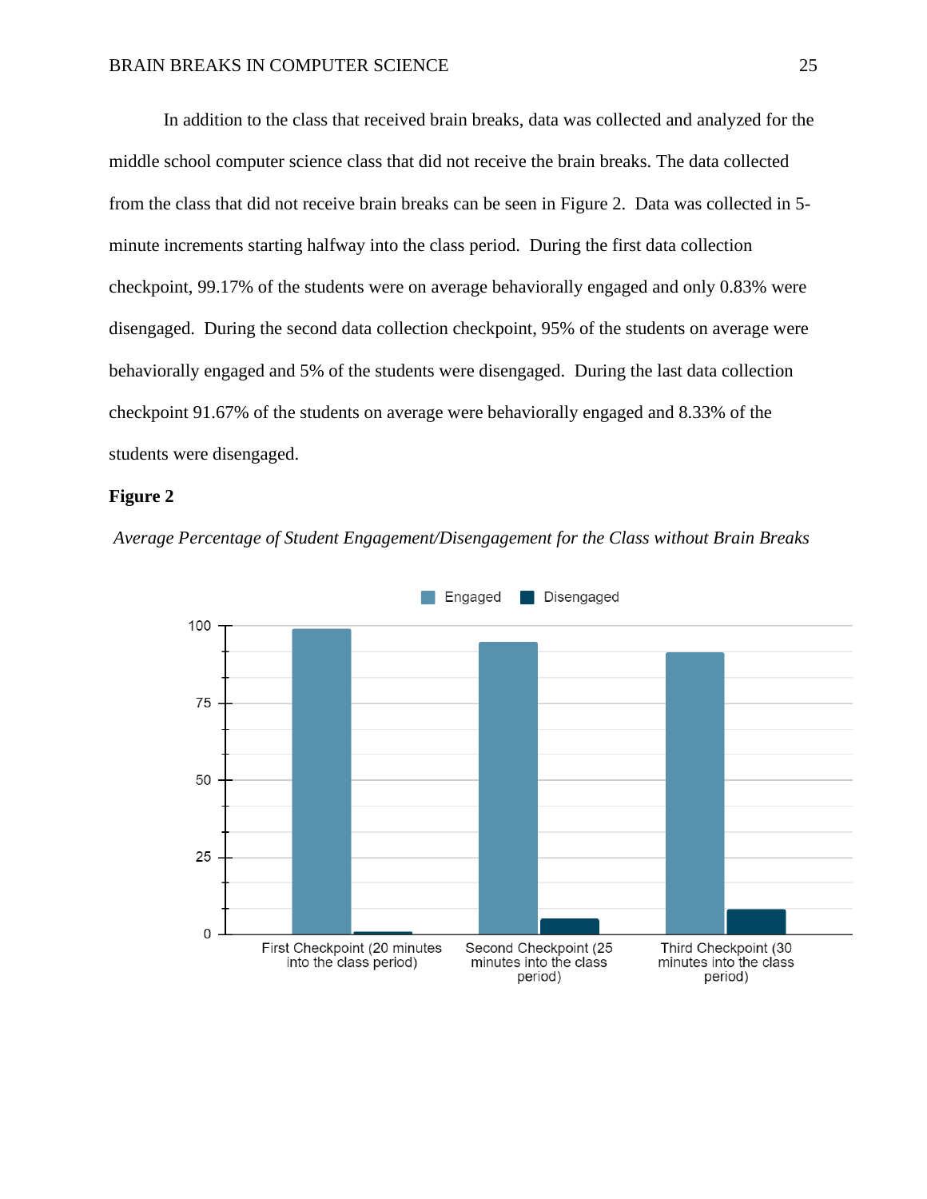In addition to the class that received brain breaks, data was collected and analyzed for the middle school computer science class that did not receive the brain breaks. The data collected from the class that did not receive brain breaks can be seen in Figure 2. Data was collected in 5-minute increments starting halfway into the class period. During the first data collection checkpoint, 99.17% of the students were on average behaviorally engaged and only 0.83% were disengaged. During the second data collection checkpoint, 95% of the students on average were behaviorally engaged and 5% of the students were disengaged. During the last data collection checkpoint 91.67% of the students on average were behaviorally engaged and 8.33% of the students were disengaged.

**Figure 2**

*Average Percentage of Student Engagement/Disengagement for the Class without Brain Breaks*

Engaged
Disengaged

100
75
50
25
0

First Checkpoint (20 minutes into the class period)
Second Checkpoint (25 minutes into the class period)
Third Checkpoint (30 minutes into the class period)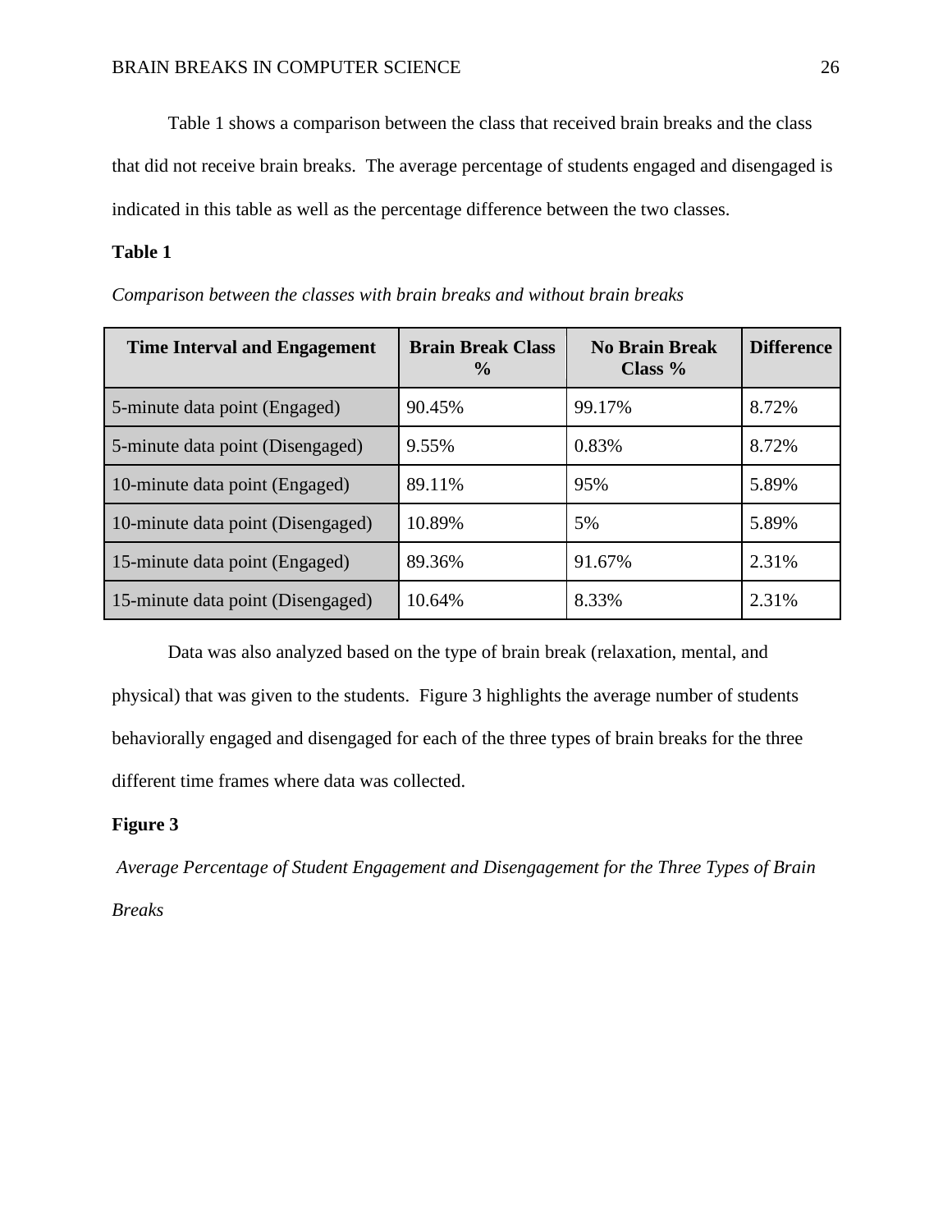Table 1 shows a comparison between the class that received brain breaks and the class that did not receive brain breaks. The average percentage of students engaged and disengaged is indicated in this table as well as the percentage difference between the two classes.

**Table 1**

*Comparison between the classes with brain breaks and without brain breaks*

| Time Interval and Engagement | Brain Break Class % | No Brain Break Class % | Difference |
|---|---|---|---|
| 5-minute data point (Engaged) | 90.45% | 99.17% | 8.72% |
| 5-minute data point (Disengaged) | 9.55% | 0.83% | 8.72% |
| 10-minute data point (Engaged) | 89.11% | 95% | 5.89% |
| 10-minute data point (Disengaged) | 10.89% | 5% | 5.89% |
| 15-minute data point (Engaged) | 89.36% | 91.67% | 2.31% |
| 15-minute data point (Disengaged) | 10.64% | 8.33% | 2.31% |

Data was also analyzed based on the type of brain break (relaxation, mental, and physical) that was given to the students. Figure 3 highlights the average number of students behaviorally engaged and disengaged for each of the three types of brain breaks for the three different time frames where data was collected.

**Figure 3**

*Average Percentage of Student Engagement and Disengagement for the Three Types of Brain Breaks*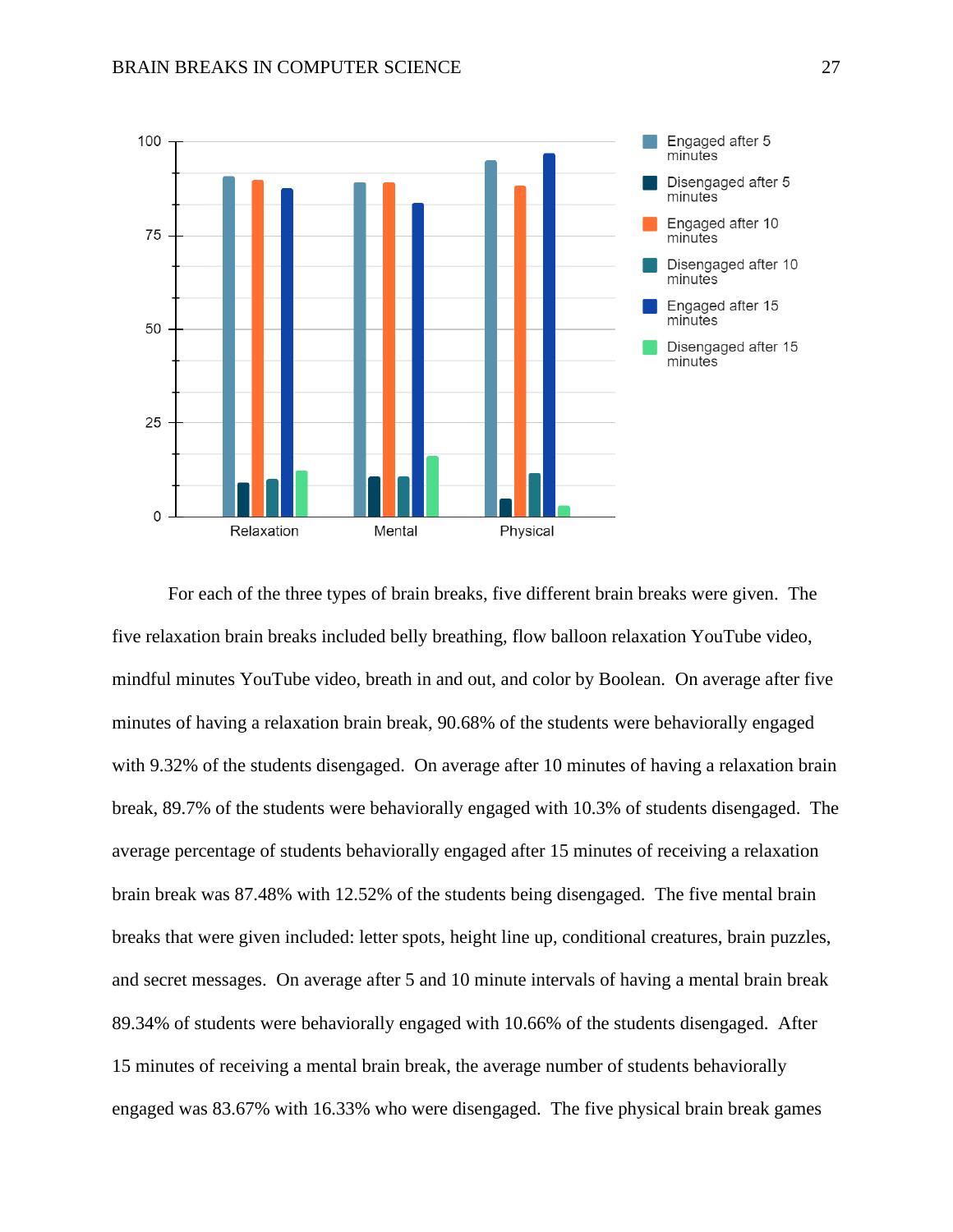100
75
50
25
0

Relaxation
Mental
Physical

Engaged after 5 minutes
Disengaged after 5 minutes
Engaged after 10 minutes
Disengaged after 10 minutes
Engaged after 15 minutes
Disengaged after 15 minutes

For each of the three types of brain breaks, five different brain breaks were given. The five relaxation brain breaks included belly breathing, flow balloon relaxation YouTube video, mindful minutes YouTube video, breath in and out, and color by Boolean. On average after five minutes of having a relaxation brain break, 90.68% of the students were behaviorally engaged with 9.32% of the students disengaged. On average after 10 minutes of having a relaxation brain break, 89.7% of the students were behaviorally engaged with 10.3% of students disengaged. The average percentage of students behaviorally engaged after 15 minutes of receiving a relaxation brain break was 87.48% with 12.52% of the students being disengaged. The five mental brain breaks that were given included: letter spots, height line up, conditional creatures, brain puzzles, and secret messages. On average after 5 and 10 minute intervals of having a mental brain break 89.34% of students were behaviorally engaged with 10.66% of the students disengaged. After 15 minutes of receiving a mental brain break, the average number of students behaviorally engaged was 83.67% with 16.33% who were disengaged. The five physical brain break games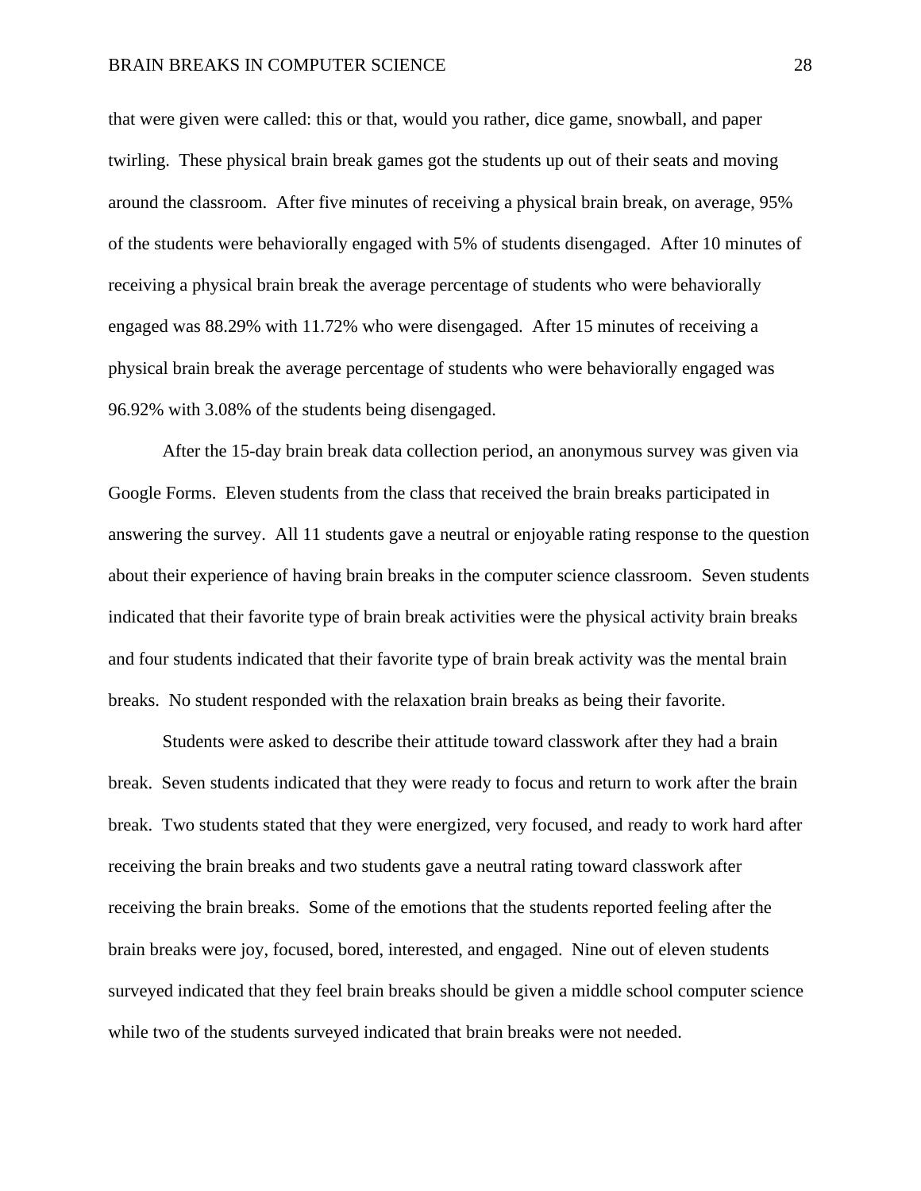that were given were called: this or that, would you rather, dice game, snowball, and paper twirling. These physical brain break games got the students up out of their seats and moving around the classroom. After five minutes of receiving a physical brain break, on average, 95% of the students were behaviorally engaged with 5% of students disengaged. After 10 minutes of receiving a physical brain break the average percentage of students who were behaviorally engaged was 88.29% with 11.72% who were disengaged. After 15 minutes of receiving a physical brain break the average percentage of students who were behaviorally engaged was 96.92% with 3.08% of the students being disengaged.

After the 15-day brain break data collection period, an anonymous survey was given via Google Forms. Eleven students from the class that received the brain breaks participated in answering the survey. All 11 students gave a neutral or enjoyable rating response to the question about their experience of having brain breaks in the computer science classroom. Seven students indicated that their favorite type of brain break activities were the physical activity brain breaks and four students indicated that their favorite type of brain break activity was the mental brain breaks. No student responded with the relaxation brain breaks as being their favorite.

Students were asked to describe their attitude toward classwork after they had a brain break. Seven students indicated that they were ready to focus and return to work after the brain break. Two students stated that they were energized, very focused, and ready to work hard after receiving the brain breaks and two students gave a neutral rating toward classwork after receiving the brain breaks. Some of the emotions that the students reported feeling after the brain breaks were joy, focused, bored, interested, and engaged. Nine out of eleven students surveyed indicated that they feel brain breaks should be given a middle school computer science while two of the students surveyed indicated that brain breaks were not needed.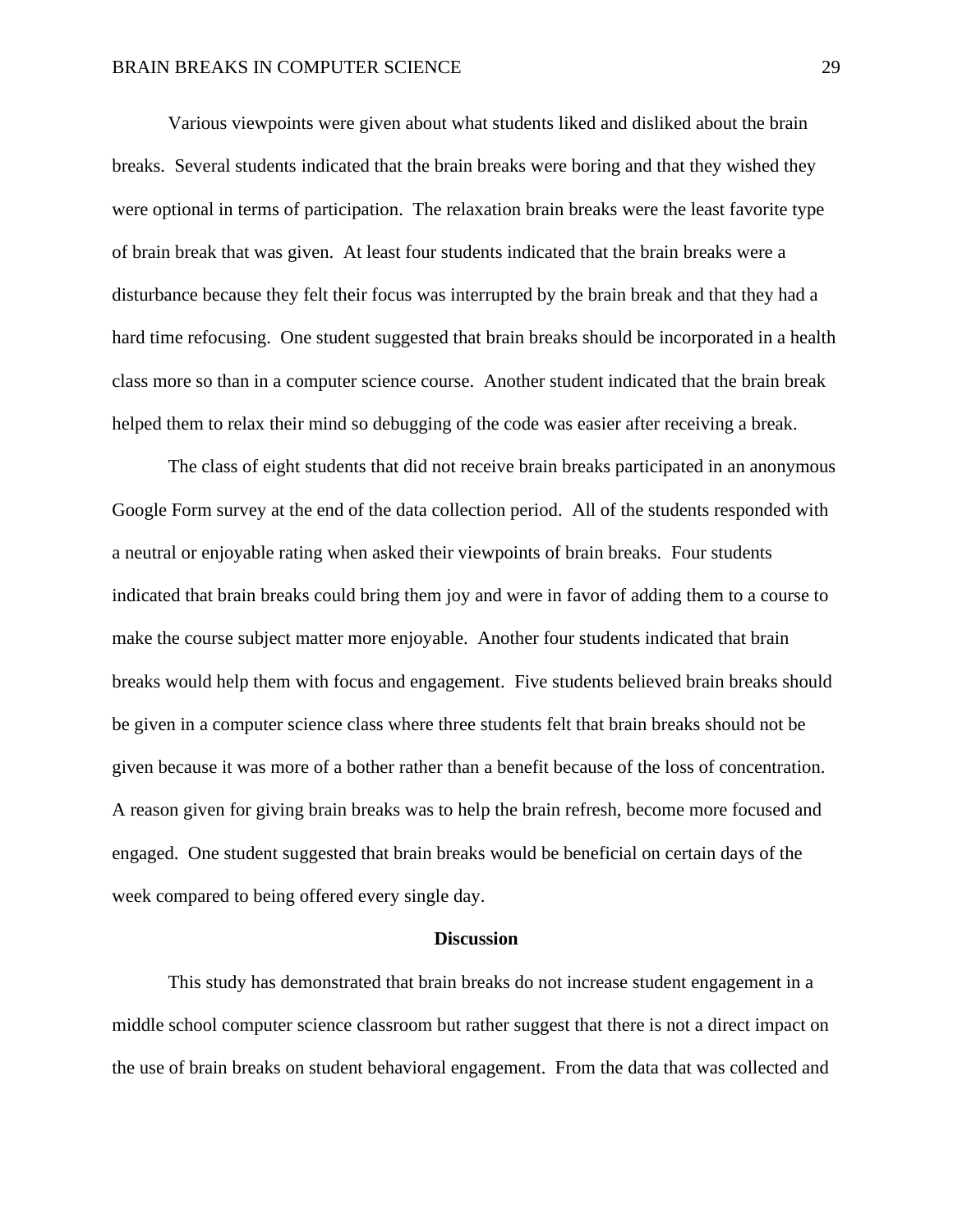Various viewpoints were given about what students liked and disliked about the brain breaks. Several students indicated that the brain breaks were boring and that they wished they were optional in terms of participation. The relaxation brain breaks were the least favorite type of brain break that was given. At least four students indicated that the brain breaks were a disturbance because they felt their focus was interrupted by the brain break and that they had a hard time refocusing. One student suggested that brain breaks should be incorporated in a health class more so than in a computer science course. Another student indicated that the brain break helped them to relax their mind so debugging of the code was easier after receiving a break.

The class of eight students that did not receive brain breaks participated in an anonymous Google Form survey at the end of the data collection period. All of the students responded with a neutral or enjoyable rating when asked their viewpoints of brain breaks. Four students indicated that brain breaks could bring them joy and were in favor of adding them to a course to make the course subject matter more enjoyable. Another four students indicated that brain breaks would help them with focus and engagement. Five students believed brain breaks should be given in a computer science class where three students felt that brain breaks should not be given because it was more of a bother rather than a benefit because of the loss of concentration. A reason given for giving brain breaks was to help the brain refresh, become more focused and engaged. One student suggested that brain breaks would be beneficial on certain days of the week compared to being offered every single day.

## Discussion

This study has demonstrated that brain breaks do not increase student engagement in a middle school computer science classroom but rather suggest that there is not a direct impact on the use of brain breaks on student behavioral engagement. From the data that was collected and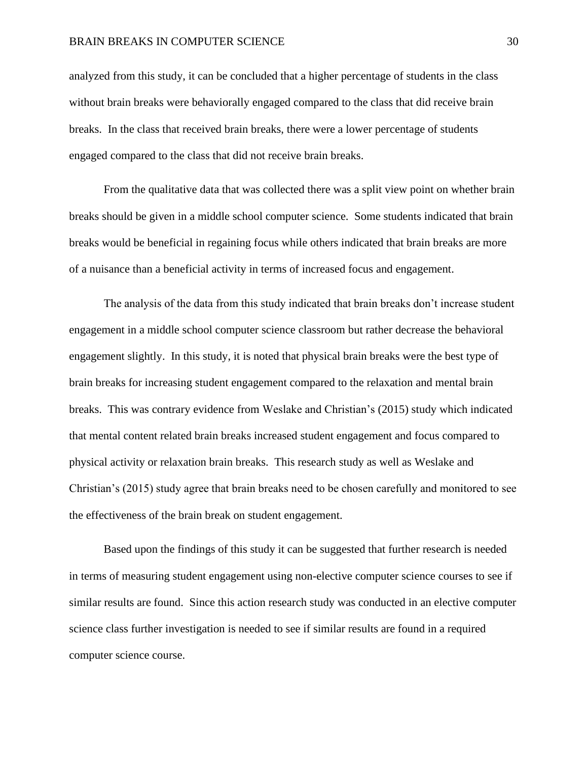analyzed from this study, it can be concluded that a higher percentage of students in the class without brain breaks were behaviorally engaged compared to the class that did receive brain breaks. In the class that received brain breaks, there were a lower percentage of students engaged compared to the class that did not receive brain breaks.

From the qualitative data that was collected there was a split view point on whether brain breaks should be given in a middle school computer science. Some students indicated that brain breaks would be beneficial in regaining focus while others indicated that brain breaks are more of a nuisance than a beneficial activity in terms of increased focus and engagement.

The analysis of the data from this study indicated that brain breaks don't increase student engagement in a middle school computer science classroom but rather decrease the behavioral engagement slightly. In this study, it is noted that physical brain breaks were the best type of brain breaks for increasing student engagement compared to the relaxation and mental brain breaks. This was contrary evidence from Weslake and Christian's (2015) study which indicated that mental content related brain breaks increased student engagement and focus compared to physical activity or relaxation brain breaks. This research study as well as Weslake and Christian's (2015) study agree that brain breaks need to be chosen carefully and monitored to see the effectiveness of the brain break on student engagement.

Based upon the findings of this study it can be suggested that further research is needed in terms of measuring student engagement using non-elective computer science courses to see if similar results are found. Since this action research study was conducted in an elective computer science class further investigation is needed to see if similar results are found in a required computer science course.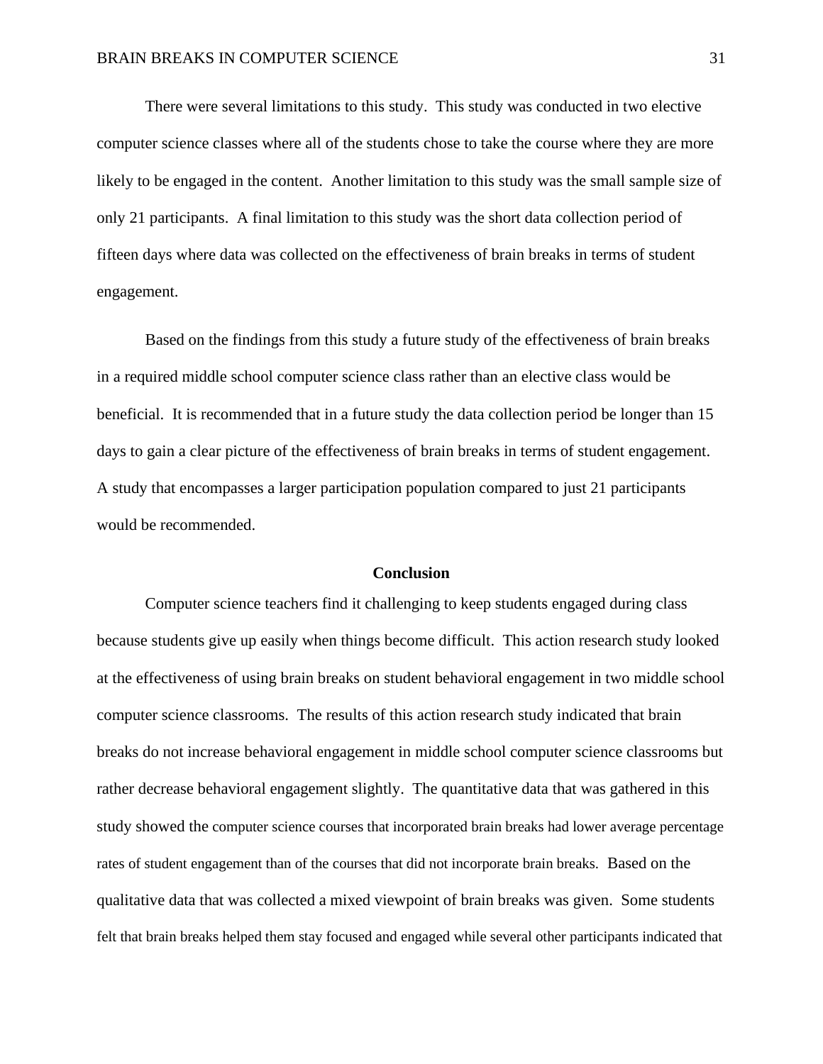There were several limitations to this study. This study was conducted in two elective computer science classes where all of the students chose to take the course where they are more likely to be engaged in the content. Another limitation to this study was the small sample size of only 21 participants. A final limitation to this study was the short data collection period of fifteen days where data was collected on the effectiveness of brain breaks in terms of student engagement.

Based on the findings from this study a future study of the effectiveness of brain breaks in a required middle school computer science class rather than an elective class would be beneficial. It is recommended that in a future study the data collection period be longer than 15 days to gain a clear picture of the effectiveness of brain breaks in terms of student engagement. A study that encompasses a larger participation population compared to just 21 participants would be recommended.

## Conclusion

Computer science teachers find it challenging to keep students engaged during class because students give up easily when things become difficult. This action research study looked at the effectiveness of using brain breaks on student behavioral engagement in two middle school computer science classrooms. The results of this action research study indicated that brain breaks do not increase behavioral engagement in middle school computer science classrooms but rather decrease behavioral engagement slightly. The quantitative data that was gathered in this study showed the computer science courses that incorporated brain breaks had lower average percentage rates of student engagement than of the courses that did not incorporate brain breaks. Based on the qualitative data that was collected a mixed viewpoint of brain breaks was given. Some students felt that brain breaks helped them stay focused and engaged while several other participants indicated that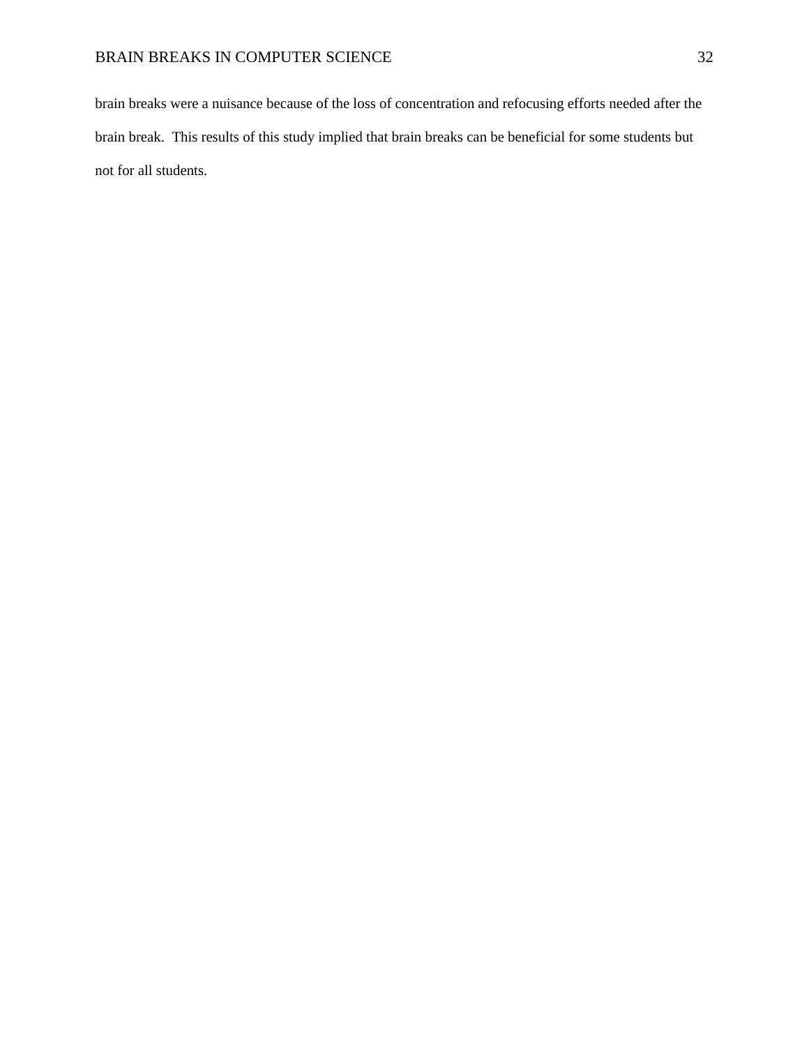brain breaks were a nuisance because of the loss of concentration and refocusing efforts needed after the brain break. This results of this study implied that brain breaks can be beneficial for some students but not for all students.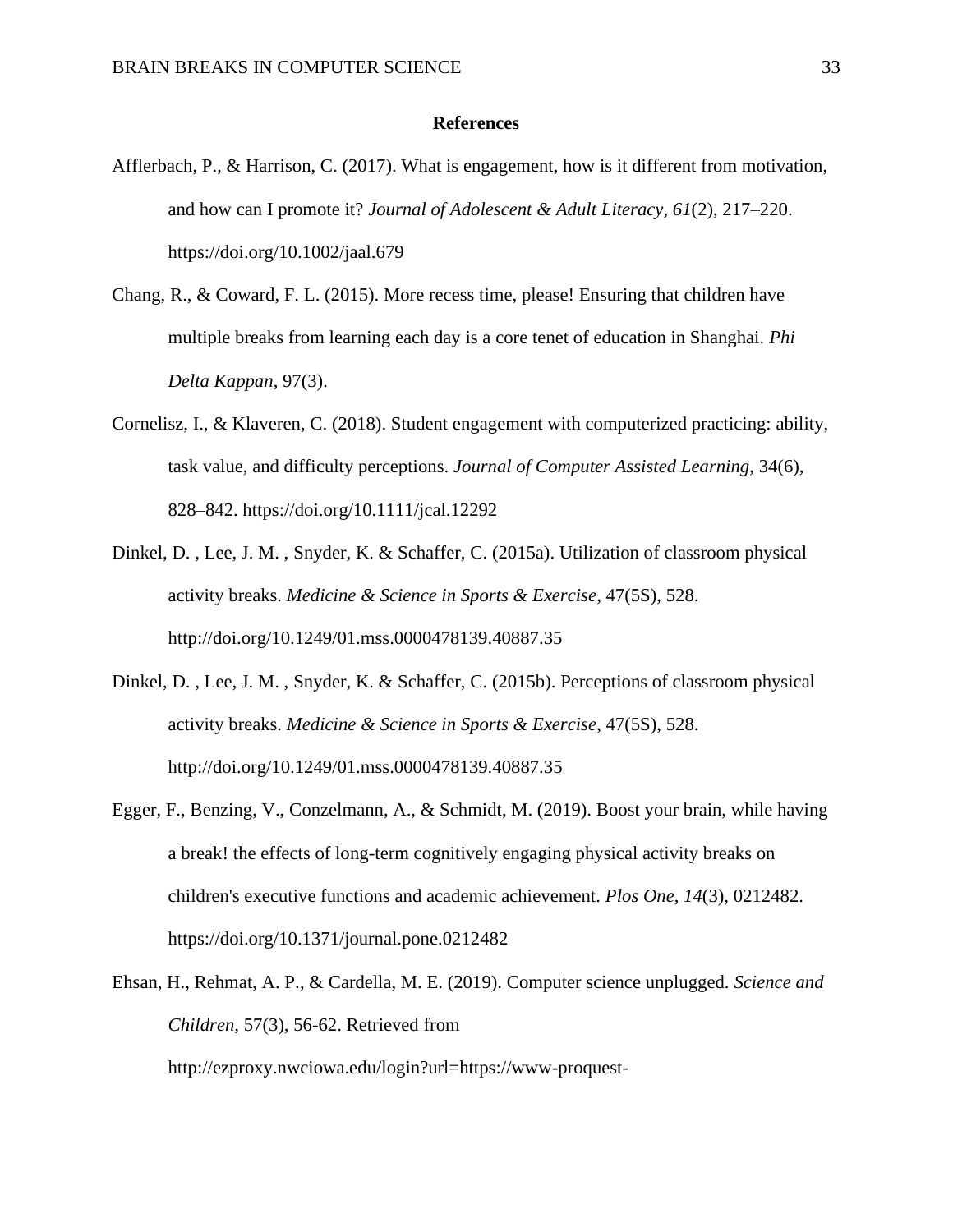**References**

Afflerbach, P., & Harrison, C. (2017). What is engagement, how is it different from motivation, and how can I promote it? *Journal of Adolescent & Adult Literacy*, *61*(2), 217–220. https://doi.org/10.1002/jaal.679

Chang, R., & Coward, F. L. (2015). More recess time, please! Ensuring that children have multiple breaks from learning each day is a core tenet of education in Shanghai. *Phi Delta Kappan*, 97(3).

Cornelisz, I., & Klaveren, C. (2018). Student engagement with computerized practicing: ability, task value, and difficulty perceptions. *Journal of Computer Assisted Learning*, 34(6), 828–842. https://doi.org/10.1111/jcal.12292

Dinkel, D. , Lee, J. M. , Snyder, K. & Schaffer, C. (2015a). Utilization of classroom physical activity breaks. *Medicine & Science in Sports & Exercise*, 47(5S), 528. http://doi.org/10.1249/01.mss.0000478139.40887.35

Dinkel, D. , Lee, J. M. , Snyder, K. & Schaffer, C. (2015b). Perceptions of classroom physical activity breaks. *Medicine & Science in Sports & Exercise*, 47(5S), 528. http://doi.org/10.1249/01.mss.0000478139.40887.35

Egger, F., Benzing, V., Conzelmann, A., & Schmidt, M. (2019). Boost your brain, while having a break! the effects of long-term cognitively engaging physical activity breaks on children's executive functions and academic achievement. *Plos One*, *14*(3), 0212482. https://doi.org/10.1371/journal.pone.0212482

Ehsan, H., Rehmat, A. P., & Cardella, M. E. (2019). Computer science unplugged. *Science and Children*, 57(3), 56-62. Retrieved from http://ezproxy.nwciowa.edu/login?url=https://www-proquest-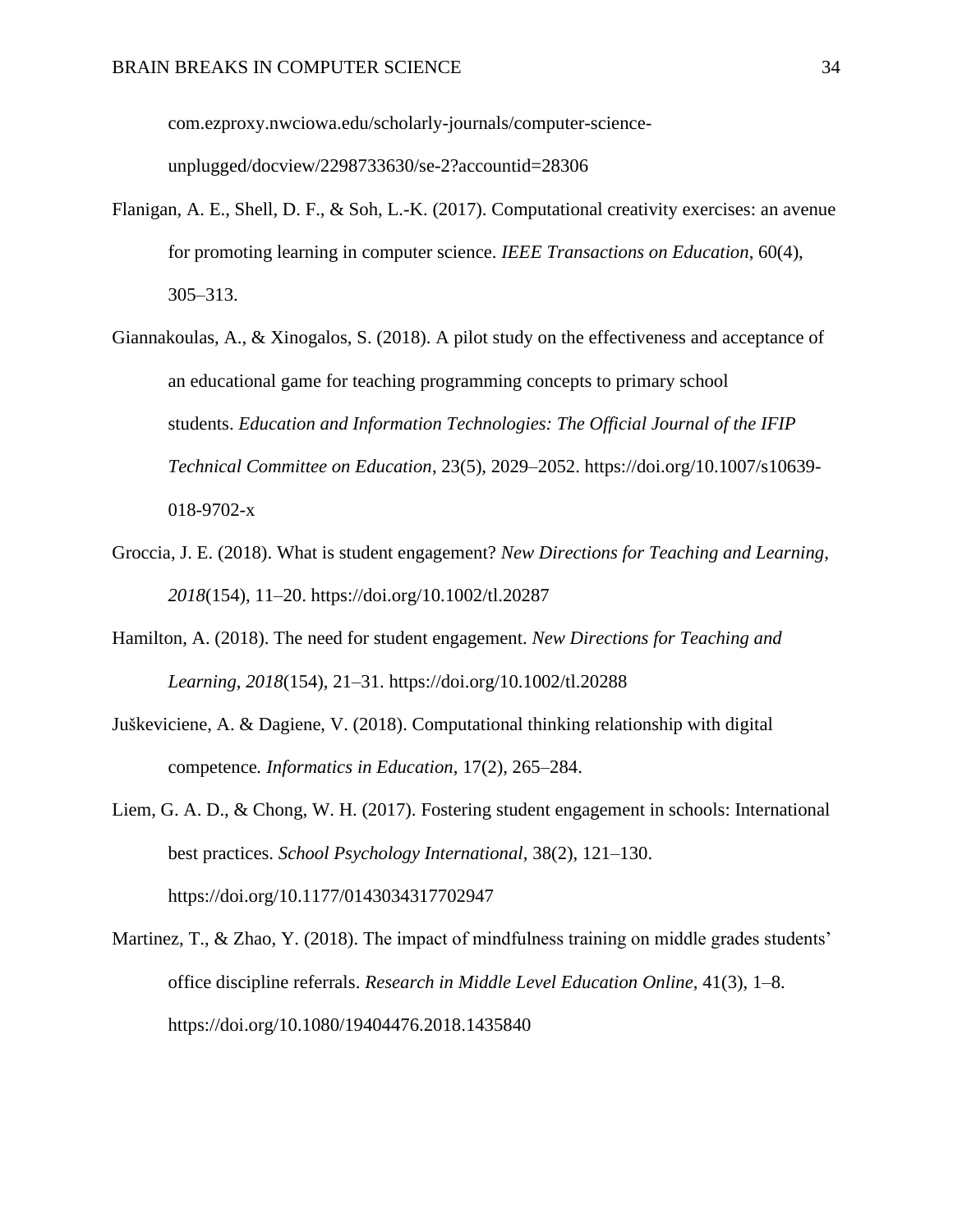com.ezproxy.nwciowa.edu/scholarly-journals/computer-science-unplugged/docview/2298733630/se-2?accountid=28306

Flanigan, A. E., Shell, D. F., & Soh, L.-K. (2017). Computational creativity exercises: an avenue for promoting learning in computer science. *IEEE Transactions on Education*, 60(4), 305–313.

Giannakoulas, A., & Xinogalos, S. (2018). A pilot study on the effectiveness and acceptance of an educational game for teaching programming concepts to primary school students. *Education and Information Technologies: The Official Journal of the IFIP Technical Committee on Education*, 23(5), 2029–2052. https://doi.org/10.1007/s10639-018-9702-x

Groccia, J. E. (2018). What is student engagement? *New Directions for Teaching and Learning*, *2018*(154), 11–20. https://doi.org/10.1002/tl.20287

Hamilton, A. (2018). The need for student engagement. *New Directions for Teaching and Learning*, *2018*(154), 21–31. https://doi.org/10.1002/tl.20288

Juškeviciene, A. & Dagiene, V. (2018). Computational thinking relationship with digital competence*. Informatics in Education*, 17(2), 265–284.

Liem, G. A. D., & Chong, W. H. (2017). Fostering student engagement in schools: International best practices. *School Psychology International*, 38(2), 121–130. https://doi.org/10.1177/0143034317702947

Martinez, T., & Zhao, Y. (2018). The impact of mindfulness training on middle grades students' office discipline referrals. *Research in Middle Level Education Online*, 41(3), 1–8. https://doi.org/10.1080/19404476.2018.1435840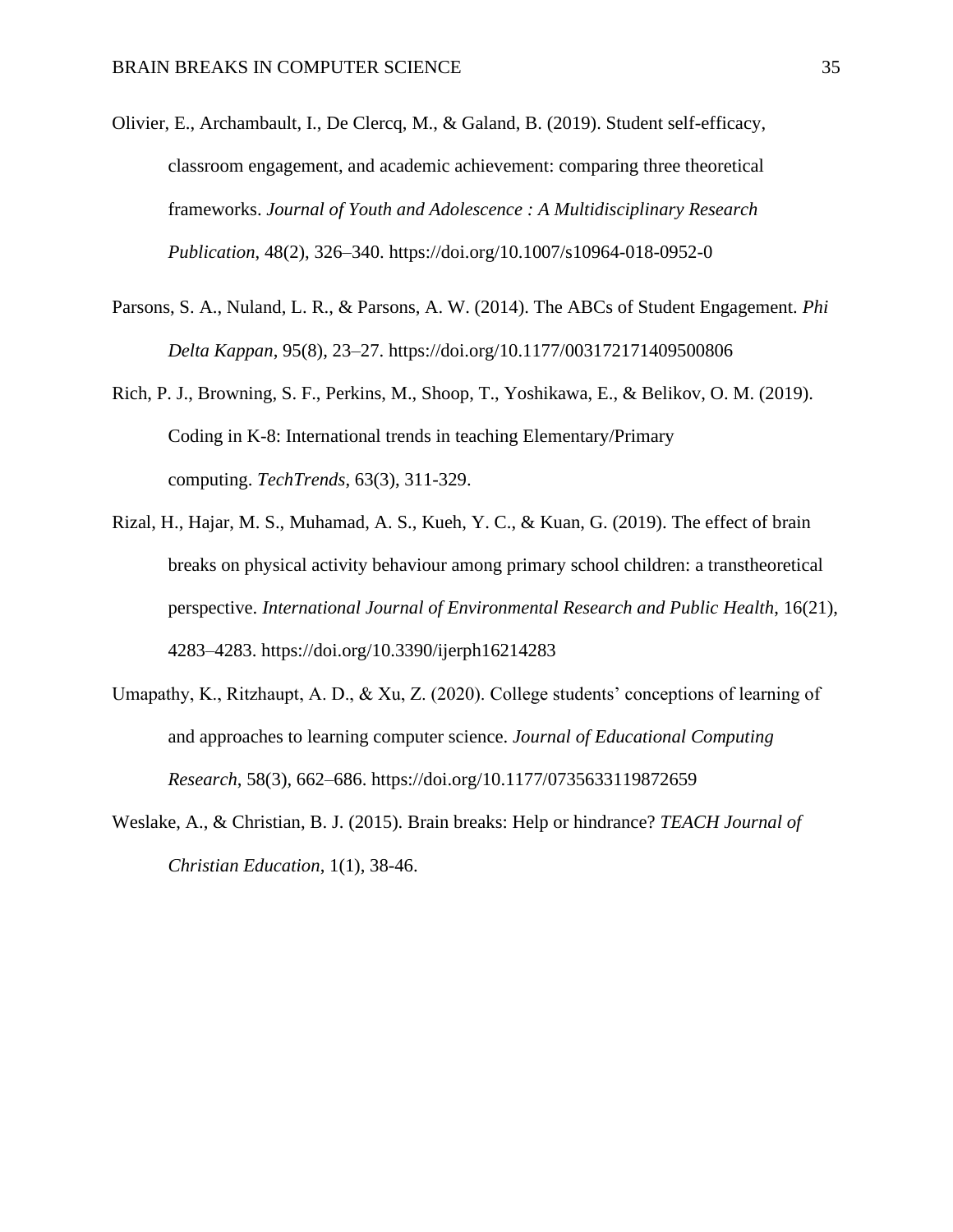Olivier, E., Archambault, I., De Clercq, M., & Galand, B. (2019). Student self-efficacy, classroom engagement, and academic achievement: comparing three theoretical frameworks. *Journal of Youth and Adolescence : A Multidisciplinary Research Publication*, 48(2), 326–340. https://doi.org/10.1007/s10964-018-0952-0

Parsons, S. A., Nuland, L. R., & Parsons, A. W. (2014). The ABCs of Student Engagement. *Phi Delta Kappan*, 95(8), 23–27. https://doi.org/10.1177/003172171409500806

Rich, P. J., Browning, S. F., Perkins, M., Shoop, T., Yoshikawa, E., & Belikov, O. M. (2019). Coding in K-8: International trends in teaching Elementary/Primary computing. *TechTrends*, 63(3), 311-329.

Rizal, H., Hajar, M. S., Muhamad, A. S., Kueh, Y. C., & Kuan, G. (2019). The effect of brain breaks on physical activity behaviour among primary school children: a transtheoretical perspective. *International Journal of Environmental Research and Public Health*, 16(21), 4283–4283. https://doi.org/10.3390/ijerph16214283

Umapathy, K., Ritzhaupt, A. D., & Xu, Z. (2020). College students' conceptions of learning of and approaches to learning computer science. *Journal of Educational Computing Research*, 58(3), 662–686. https://doi.org/10.1177/0735633119872659

Weslake, A., & Christian, B. J. (2015). Brain breaks: Help or hindrance? *TEACH Journal of Christian Education*, 1(1), 38-46.